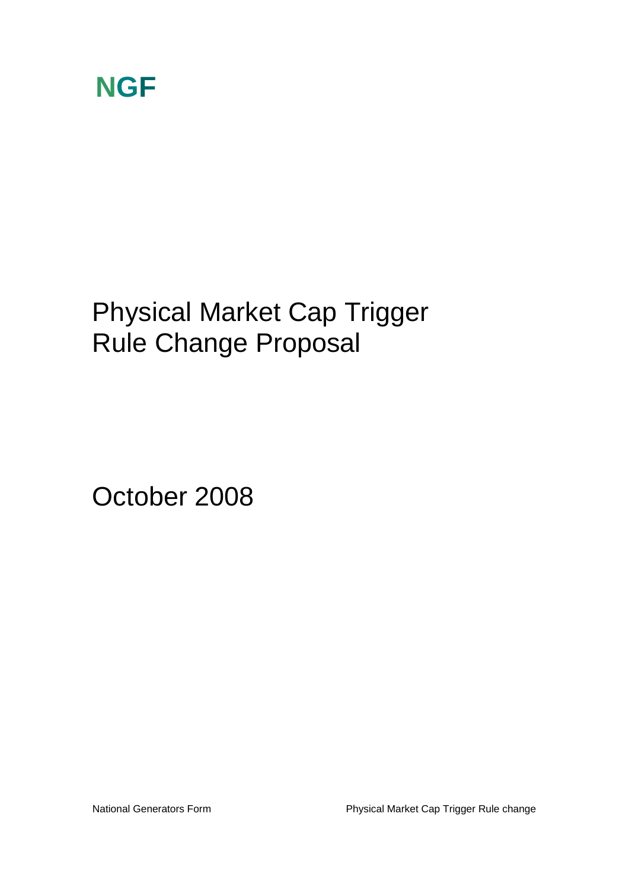**NGF**

# Physical Market Cap Trigger Rule Change Proposal

October 2008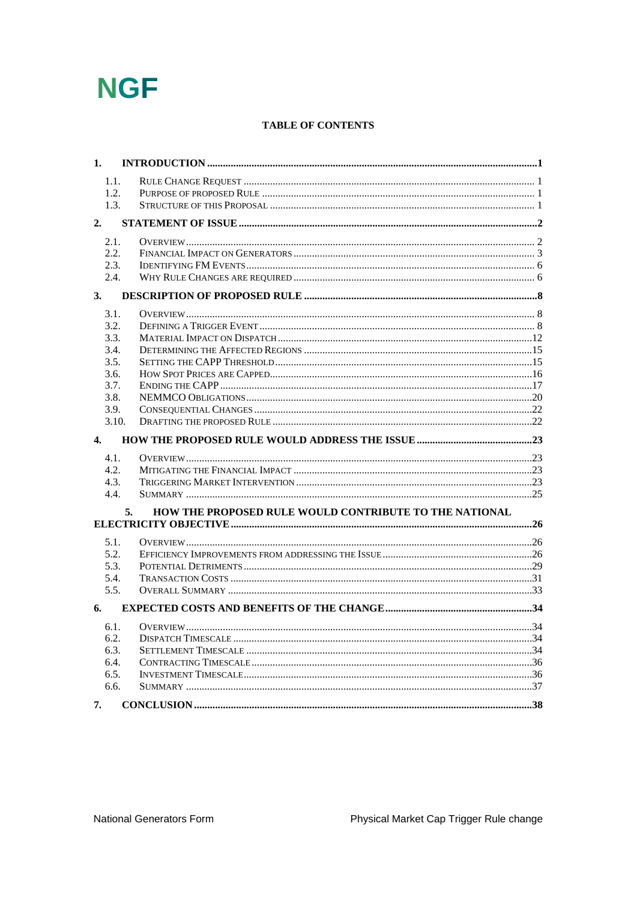NGF

## TABLE OF CONTENTS

**1. INTRODUCTION** ..... **1**

- 1.1. Rule Change Request ..... 1
- 1.2. Purpose of proposed Rule ..... 1
- 1.3. Structure of this Proposal ..... 1

**2. STATEMENT OF ISSUE** ..... **2**

- 2.1. Overview ..... 2
- 2.2. Financial Impact on Generators ..... 3
- 2.3. Identifying FM Events ..... 6
- 2.4. Why Rule Changes are required ..... 6

**3. DESCRIPTION OF PROPOSED RULE** ..... **8**

- 3.1. Overview ..... 8
- 3.2. Defining a Trigger Event ..... 8
- 3.3. Material Impact on Dispatch ..... 12
- 3.4. Determining the Affected Regions ..... 15
- 3.5. Setting the CAPP Threshold ..... 15
- 3.6. How Spot Prices are Capped ..... 16
- 3.7. Ending the CAPP ..... 17
- 3.8. NEMMCO Obligations ..... 20
- 3.9. Consequential Changes ..... 22
- 3.10. Drafting the proposed Rule ..... 22

**4. HOW THE PROPOSED RULE WOULD ADDRESS THE ISSUE** ..... **23**

- 4.1. Overview ..... 23
- 4.2. Mitigating the Financial Impact ..... 23
- 4.3. Triggering Market Intervention ..... 23
- 4.4. Summary ..... 25

**5. HOW THE PROPOSED RULE WOULD CONTRIBUTE TO THE NATIONAL ELECTRICITY OBJECTIVE** ..... **26**

- 5.1. Overview ..... 26
- 5.2. Efficiency Improvements from addressing the Issue ..... 26
- 5.3. Potential Detriments ..... 29
- 5.4. Transaction Costs ..... 31
- 5.5. Overall Summary ..... 33

**6. EXPECTED COSTS AND BENEFITS OF THE CHANGE** ..... **34**

- 6.1. Overview ..... 34
- 6.2. Dispatch Timescale ..... 34
- 6.3. Settlement Timescale ..... 34
- 6.4. Contracting Timescale ..... 36
- 6.5. Investment Timescale ..... 36
- 6.6. Summary ..... 37

**7. CONCLUSION** ..... **38**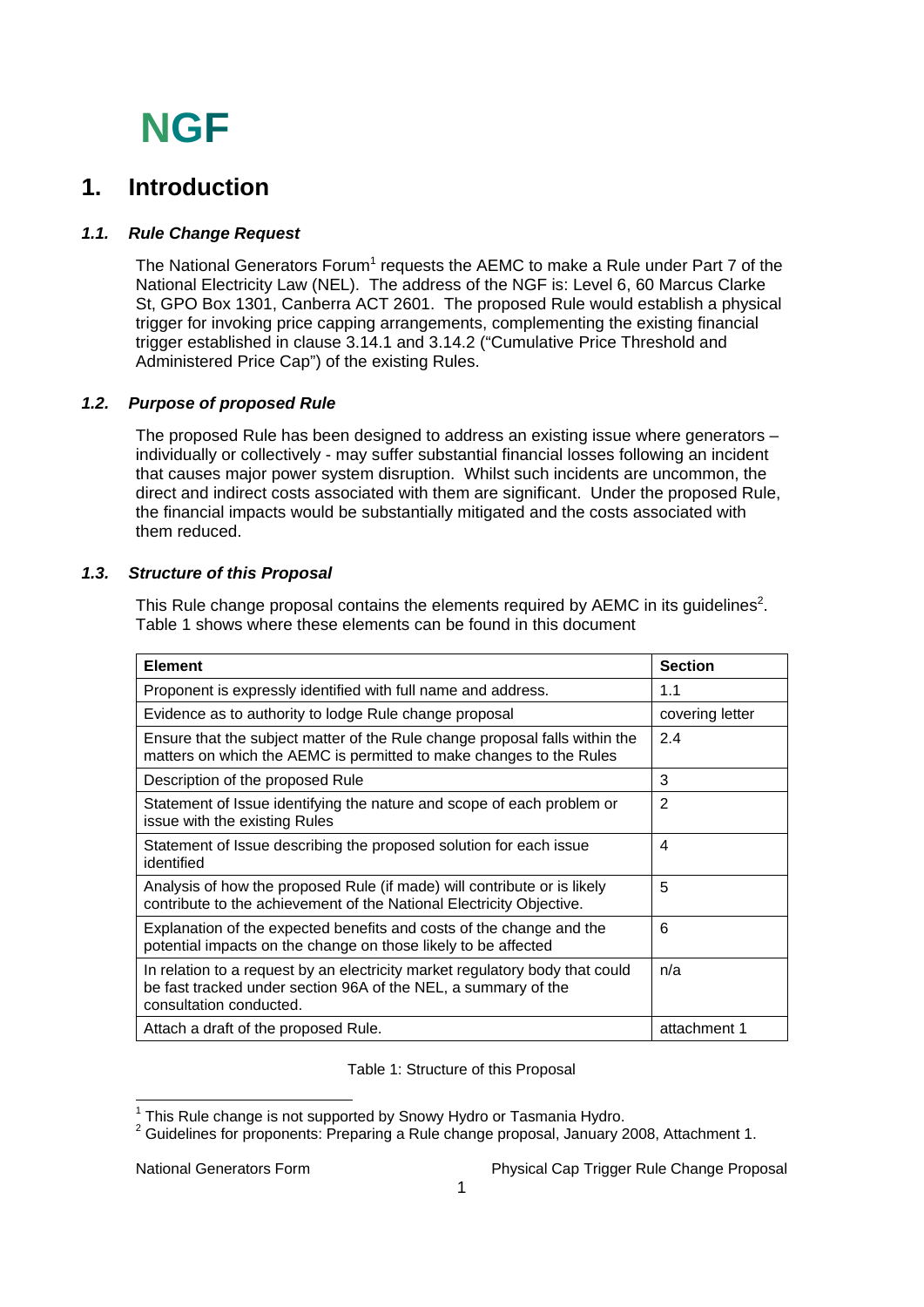NGF

# 1. Introduction

### *1.1. Rule Change Request*

The National Generators Forum[1] requests the AEMC to make a Rule under Part 7 of the National Electricity Law (NEL). The address of the NGF is: Level 6, 60 Marcus Clarke St, GPO Box 1301, Canberra ACT 2601. The proposed Rule would establish a physical trigger for invoking price capping arrangements, complementing the existing financial trigger established in clause 3.14.1 and 3.14.2 ("Cumulative Price Threshold and Administered Price Cap") of the existing Rules.

### *1.2. Purpose of proposed Rule*

The proposed Rule has been designed to address an existing issue where generators – individually or collectively - may suffer substantial financial losses following an incident that causes major power system disruption. Whilst such incidents are uncommon, the direct and indirect costs associated with them are significant. Under the proposed Rule, the financial impacts would be substantially mitigated and the costs associated with them reduced.

### *1.3. Structure of this Proposal*

This Rule change proposal contains the elements required by AEMC in its guidelines[2]. Table 1 shows where these elements can be found in this document

| Element | Section |
|---|---|
| Proponent is expressly identified with full name and address. | 1.1 |
| Evidence as to authority to lodge Rule change proposal | covering letter |
| Ensure that the subject matter of the Rule change proposal falls within the matters on which the AEMC is permitted to make changes to the Rules | 2.4 |
| Description of the proposed Rule | 3 |
| Statement of Issue identifying the nature and scope of each problem or issue with the existing Rules | 2 |
| Statement of Issue describing the proposed solution for each issue identified | 4 |
| Analysis of how the proposed Rule (if made) will contribute or is likely contribute to the achievement of the National Electricity Objective. | 5 |
| Explanation of the expected benefits and costs of the change and the potential impacts on the change on those likely to be affected | 6 |
| In relation to a request by an electricity market regulatory body that could be fast tracked under section 96A of the NEL, a summary of the consultation conducted. | n/a |
| Attach a draft of the proposed Rule. | attachment 1 |

Table 1: Structure of this Proposal

[1] This Rule change is not supported by Snowy Hydro or Tasmania Hydro.

[2] Guidelines for proponents: Preparing a Rule change proposal, January 2008, Attachment 1.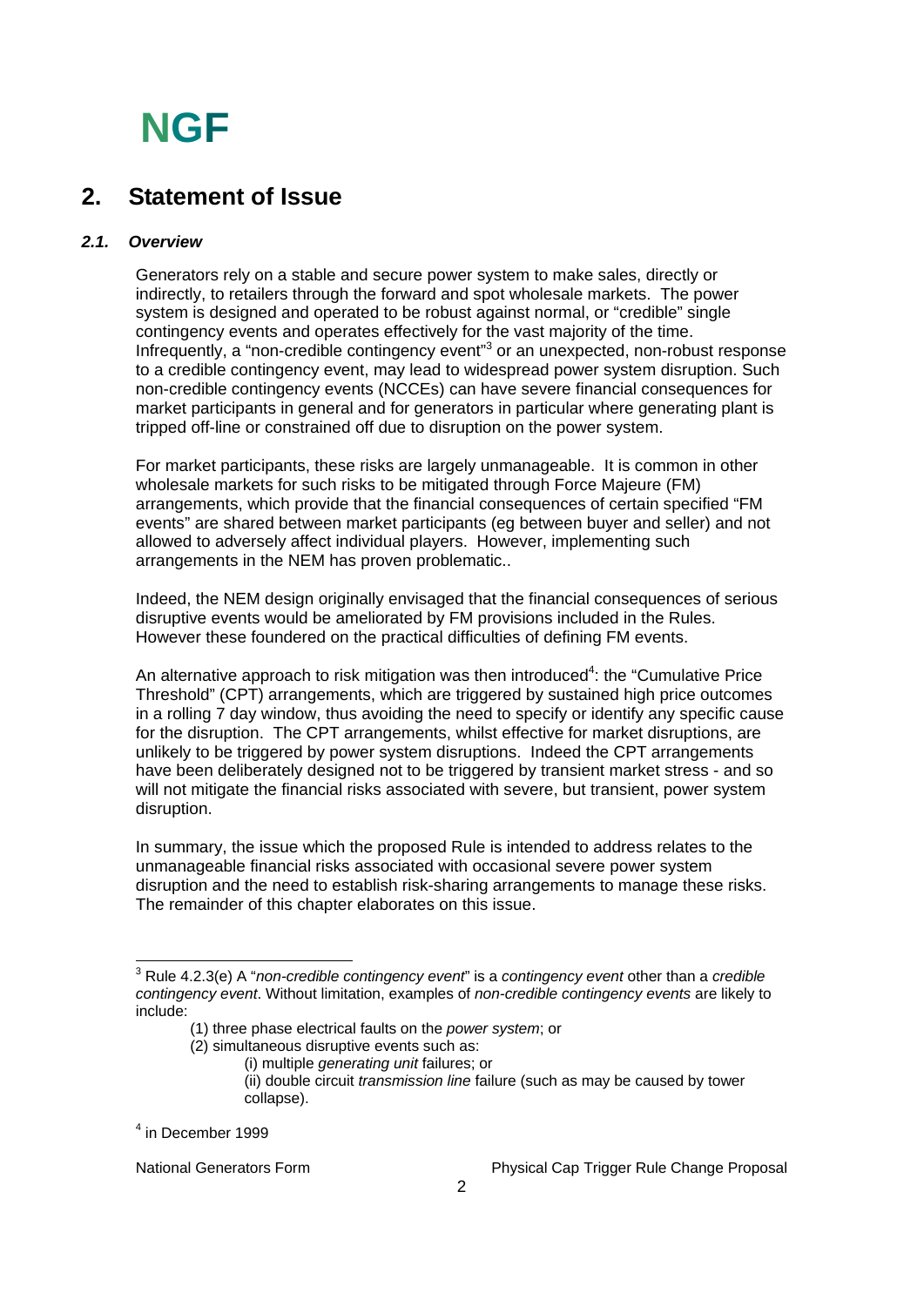## 2. Statement of Issue

### *2.1. Overview*

Generators rely on a stable and secure power system to make sales, directly or indirectly, to retailers through the forward and spot wholesale markets. The power system is designed and operated to be robust against normal, or "credible" single contingency events and operates effectively for the vast majority of the time. Infrequently, a "non-credible contingency event"[3] or an unexpected, non-robust response to a credible contingency event, may lead to widespread power system disruption. Such non-credible contingency events (NCCEs) can have severe financial consequences for market participants in general and for generators in particular where generating plant is tripped off-line or constrained off due to disruption on the power system.

For market participants, these risks are largely unmanageable. It is common in other wholesale markets for such risks to be mitigated through Force Majeure (FM) arrangements, which provide that the financial consequences of certain specified "FM events" are shared between market participants (eg between buyer and seller) and not allowed to adversely affect individual players. However, implementing such arrangements in the NEM has proven problematic..

Indeed, the NEM design originally envisaged that the financial consequences of serious disruptive events would be ameliorated by FM provisions included in the Rules. However these foundered on the practical difficulties of defining FM events.

An alternative approach to risk mitigation was then introduced[4]: the "Cumulative Price Threshold" (CPT) arrangements, which are triggered by sustained high price outcomes in a rolling 7 day window, thus avoiding the need to specify or identify any specific cause for the disruption. The CPT arrangements, whilst effective for market disruptions, are unlikely to be triggered by power system disruptions. Indeed the CPT arrangements have been deliberately designed not to be triggered by transient market stress - and so will not mitigate the financial risks associated with severe, but transient, power system disruption.

In summary, the issue which the proposed Rule is intended to address relates to the unmanageable financial risks associated with occasional severe power system disruption and the need to establish risk-sharing arrangements to manage these risks. The remainder of this chapter elaborates on this issue.

---

[3] Rule 4.2.3(e) A "*non-credible contingency event*" is a *contingency event* other than a *credible contingency event*. Without limitation, examples of *non-credible contingency events* are likely to include:

(1) three phase electrical faults on the *power system*; or

(2) simultaneous disruptive events such as:

(i) multiple *generating unit* failures; or

(ii) double circuit *transmission line* failure (such as may be caused by tower collapse).

[4] in December 1999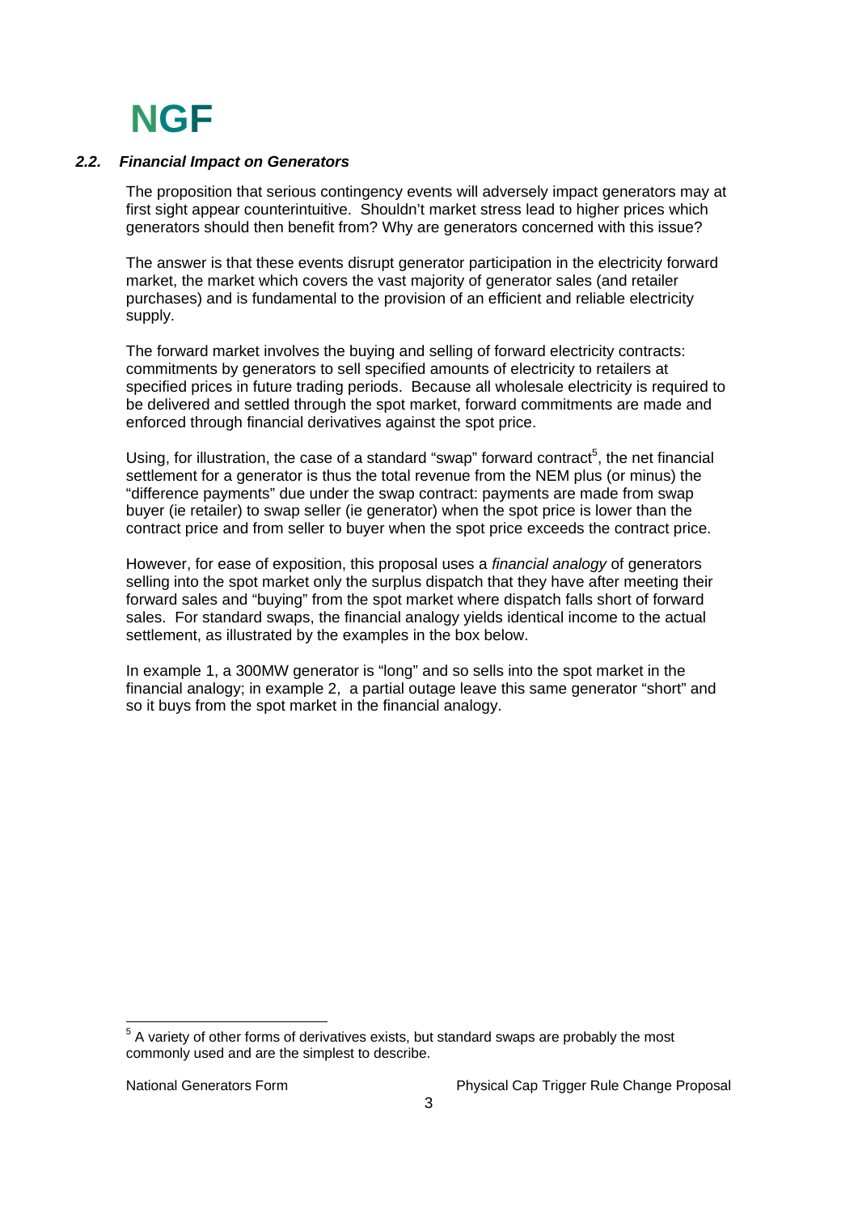### 2.2. *Financial Impact on Generators*

The proposition that serious contingency events will adversely impact generators may at first sight appear counterintuitive. Shouldn't market stress lead to higher prices which generators should then benefit from? Why are generators concerned with this issue?

The answer is that these events disrupt generator participation in the electricity forward market, the market which covers the vast majority of generator sales (and retailer purchases) and is fundamental to the provision of an efficient and reliable electricity supply.

The forward market involves the buying and selling of forward electricity contracts: commitments by generators to sell specified amounts of electricity to retailers at specified prices in future trading periods. Because all wholesale electricity is required to be delivered and settled through the spot market, forward commitments are made and enforced through financial derivatives against the spot price.

Using, for illustration, the case of a standard "swap" forward contract[5], the net financial settlement for a generator is thus the total revenue from the NEM plus (or minus) the "difference payments" due under the swap contract: payments are made from swap buyer (ie retailer) to swap seller (ie generator) when the spot price is lower than the contract price and from seller to buyer when the spot price exceeds the contract price.

However, for ease of exposition, this proposal uses a *financial analogy* of generators selling into the spot market only the surplus dispatch that they have after meeting their forward sales and "buying" from the spot market where dispatch falls short of forward sales. For standard swaps, the financial analogy yields identical income to the actual settlement, as illustrated by the examples in the box below.

In example 1, a 300MW generator is "long" and so sells into the spot market in the financial analogy; in example 2, a partial outage leave this same generator "short" and so it buys from the spot market in the financial analogy.

---

[5] A variety of other forms of derivatives exists, but standard swaps are probably the most commonly used and are the simplest to describe.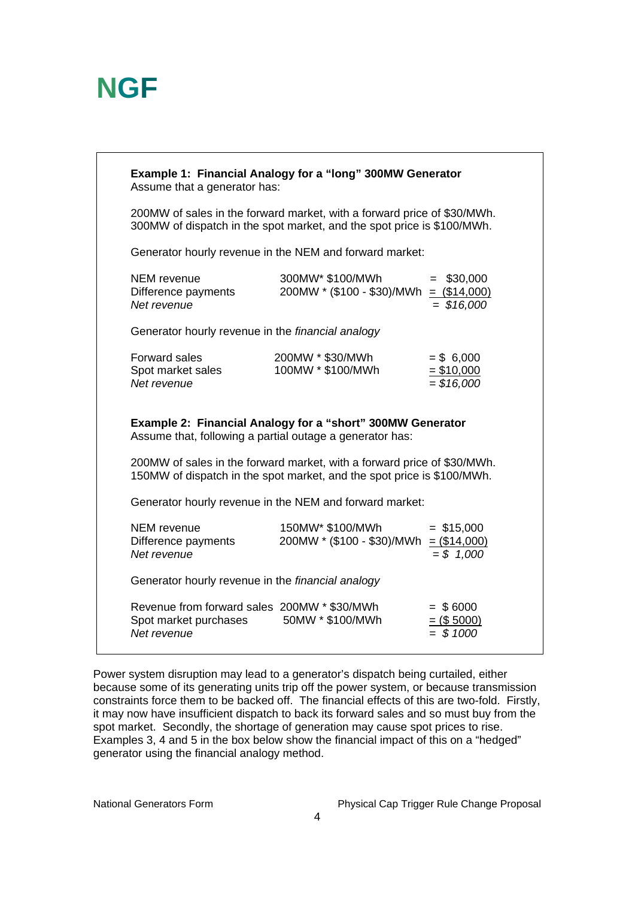# NGF

**Example 1: Financial Analogy for a "long" 300MW Generator**
Assume that a generator has:

200MW of sales in the forward market, with a forward price of $30/MWh.
300MW of dispatch in the spot market, and the spot price is $100/MWh.

Generator hourly revenue in the NEM and forward market:

| | | |
|---|---|---|
| NEM revenue | 300MW* $100/MWh | = $30,000 |
| Difference payments | 200MW * ($100 - $30)/MWh | = ($14,000) |
| *Net revenue* | | *= $16,000* |

Generator hourly revenue in the *financial analogy*

| | | |
|---|---|---|
| Forward sales | 200MW * $30/MWh | = $ 6,000 |
| Spot market sales | 100MW * $100/MWh | = $10,000 |
| *Net revenue* | | *= $16,000* |

**Example 2: Financial Analogy for a "short" 300MW Generator**
Assume that, following a partial outage a generator has:

200MW of sales in the forward market, with a forward price of $30/MWh.
150MW of dispatch in the spot market, and the spot price is $100/MWh.

Generator hourly revenue in the NEM and forward market:

| | | |
|---|---|---|
| NEM revenue | 150MW* $100/MWh | = $15,000 |
| Difference payments | 200MW * ($100 - $30)/MWh | = ($14,000) |
| *Net revenue* | | *= $ 1,000* |

Generator hourly revenue in the *financial analogy*

| | | |
|---|---|---|
| Revenue from forward sales | 200MW * $30/MWh | = $ 6000 |
| Spot market purchases | 50MW * $100/MWh | = ($ 5000) |
| *Net revenue* | | *= $ 1000* |

Power system disruption may lead to a generator's dispatch being curtailed, either because some of its generating units trip off the power system, or because transmission constraints force them to be backed off. The financial effects of this are two-fold. Firstly, it may now have insufficient dispatch to back its forward sales and so must buy from the spot market. Secondly, the shortage of generation may cause spot prices to rise. Examples 3, 4 and 5 in the box below show the financial impact of this on a "hedged" generator using the financial analogy method.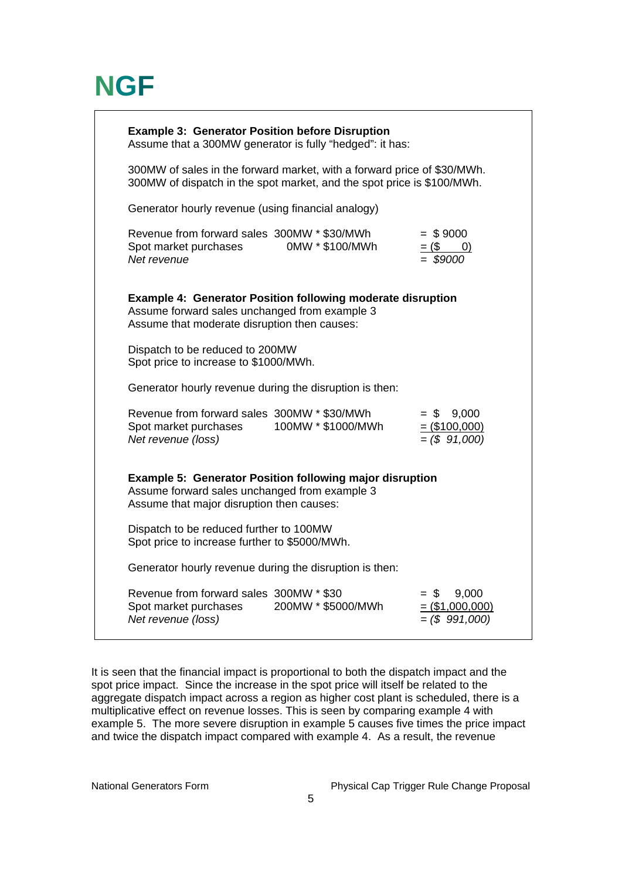NGF

**Example 3: Generator Position before Disruption**
Assume that a 300MW generator is fully "hedged": it has:

300MW of sales in the forward market, with a forward price of $30/MWh.
300MW of dispatch in the spot market, and the spot price is $100/MWh.

Generator hourly revenue (using financial analogy)

| | | |
|---|---|---|
| Revenue from forward sales | 300MW * $30/MWh | = $ 9000 |
| Spot market purchases | 0MW * $100/MWh | = ($ 0) |
| *Net revenue* | | = *$9000* |

**Example 4: Generator Position following moderate disruption**
Assume forward sales unchanged from example 3
Assume that moderate disruption then causes:

Dispatch to be reduced to 200MW
Spot price to increase to $1000/MWh.

Generator hourly revenue during the disruption is then:

| | | |
|---|---|---|
| Revenue from forward sales | 300MW * $30/MWh | = $ 9,000 |
| Spot market purchases | 100MW * $1000/MWh | = ($100,000) |
| *Net revenue (loss)* | | = *($ 91,000)* |

**Example 5: Generator Position following major disruption**
Assume forward sales unchanged from example 3
Assume that major disruption then causes:

Dispatch to be reduced further to 100MW
Spot price to increase further to $5000/MWh.

Generator hourly revenue during the disruption is then:

| | | |
|---|---|---|
| Revenue from forward sales | 300MW * $30 | = $ 9,000 |
| Spot market purchases | 200MW * $5000/MWh | = ($1,000,000) |
| *Net revenue (loss)* | | = *($ 991,000)* |

It is seen that the financial impact is proportional to both the dispatch impact and the spot price impact. Since the increase in the spot price will itself be related to the aggregate dispatch impact across a region as higher cost plant is scheduled, there is a multiplicative effect on revenue losses. This is seen by comparing example 4 with example 5. The more severe disruption in example 5 causes five times the price impact and twice the dispatch impact compared with example 4. As a result, the revenue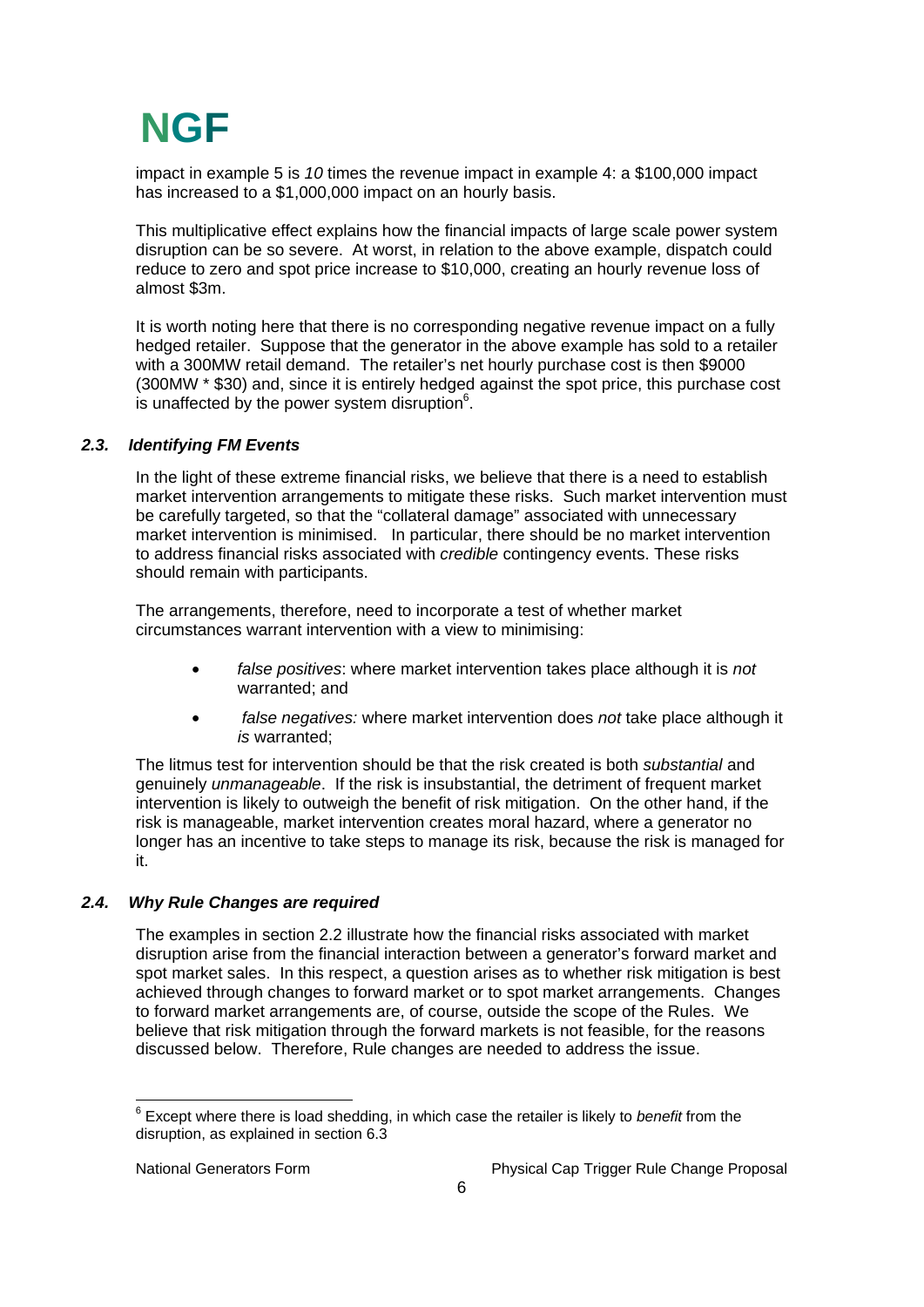impact in example 5 is *10* times the revenue impact in example 4: a $100,000 impact has increased to a $1,000,000 impact on an hourly basis.

This multiplicative effect explains how the financial impacts of large scale power system disruption can be so severe. At worst, in relation to the above example, dispatch could reduce to zero and spot price increase to $10,000, creating an hourly revenue loss of almost $3m.

It is worth noting here that there is no corresponding negative revenue impact on a fully hedged retailer. Suppose that the generator in the above example has sold to a retailer with a 300MW retail demand. The retailer's net hourly purchase cost is then $9000 (300MW * $30) and, since it is entirely hedged against the spot price, this purchase cost is unaffected by the power system disruption[6].

### *2.3. Identifying FM Events*

In the light of these extreme financial risks, we believe that there is a need to establish market intervention arrangements to mitigate these risks. Such market intervention must be carefully targeted, so that the "collateral damage" associated with unnecessary market intervention is minimised. In particular, there should be no market intervention to address financial risks associated with *credible* contingency events. These risks should remain with participants.

The arrangements, therefore, need to incorporate a test of whether market circumstances warrant intervention with a view to minimising:

- *false positives*: where market intervention takes place although it is *not* warranted; and
- *false negatives:* where market intervention does *not* take place although it *is* warranted;

The litmus test for intervention should be that the risk created is both *substantial* and genuinely *unmanageable*. If the risk is insubstantial, the detriment of frequent market intervention is likely to outweigh the benefit of risk mitigation. On the other hand, if the risk is manageable, market intervention creates moral hazard, where a generator no longer has an incentive to take steps to manage its risk, because the risk is managed for it.

### *2.4. Why Rule Changes are required*

The examples in section 2.2 illustrate how the financial risks associated with market disruption arise from the financial interaction between a generator's forward market and spot market sales. In this respect, a question arises as to whether risk mitigation is best achieved through changes to forward market or to spot market arrangements. Changes to forward market arrangements are, of course, outside the scope of the Rules. We believe that risk mitigation through the forward markets is not feasible, for the reasons discussed below. Therefore, Rule changes are needed to address the issue.

[6] Except where there is load shedding, in which case the retailer is likely to *benefit* from the disruption, as explained in section 6.3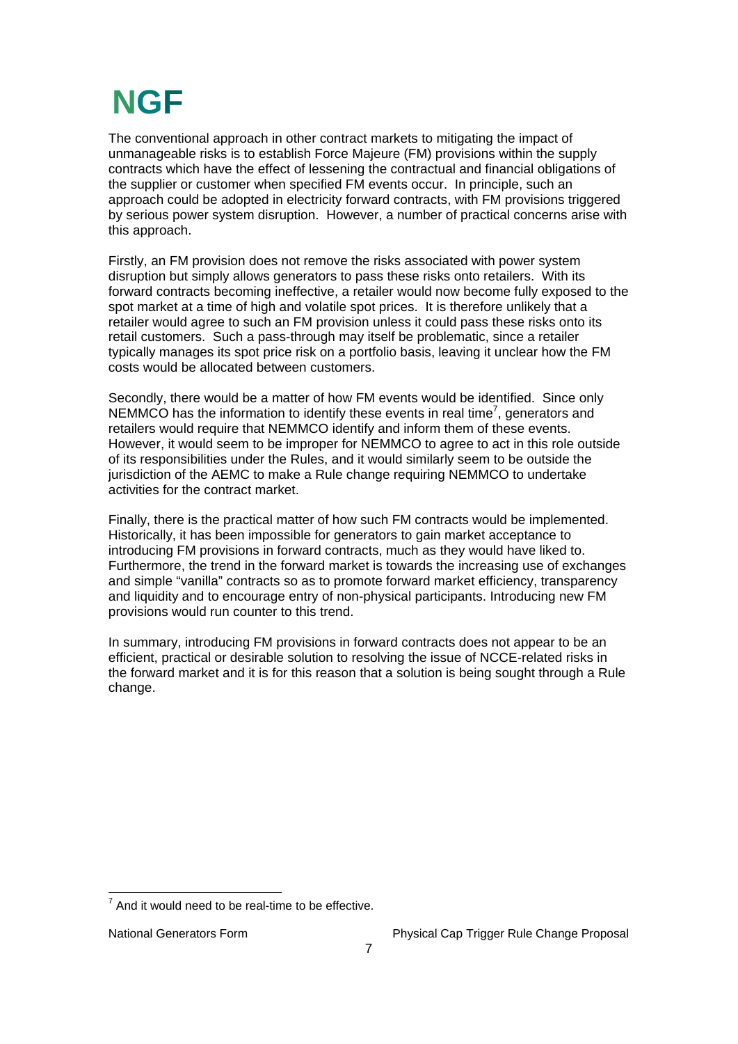The conventional approach in other contract markets to mitigating the impact of unmanageable risks is to establish Force Majeure (FM) provisions within the supply contracts which have the effect of lessening the contractual and financial obligations of the supplier or customer when specified FM events occur. In principle, such an approach could be adopted in electricity forward contracts, with FM provisions triggered by serious power system disruption. However, a number of practical concerns arise with this approach.

Firstly, an FM provision does not remove the risks associated with power system disruption but simply allows generators to pass these risks onto retailers. With its forward contracts becoming ineffective, a retailer would now become fully exposed to the spot market at a time of high and volatile spot prices. It is therefore unlikely that a retailer would agree to such an FM provision unless it could pass these risks onto its retail customers. Such a pass-through may itself be problematic, since a retailer typically manages its spot price risk on a portfolio basis, leaving it unclear how the FM costs would be allocated between customers.

Secondly, there would be a matter of how FM events would be identified. Since only NEMMCO has the information to identify these events in real time[7], generators and retailers would require that NEMMCO identify and inform them of these events. However, it would seem to be improper for NEMMCO to agree to act in this role outside of its responsibilities under the Rules, and it would similarly seem to be outside the jurisdiction of the AEMC to make a Rule change requiring NEMMCO to undertake activities for the contract market.

Finally, there is the practical matter of how such FM contracts would be implemented. Historically, it has been impossible for generators to gain market acceptance to introducing FM provisions in forward contracts, much as they would have liked to. Furthermore, the trend in the forward market is towards the increasing use of exchanges and simple "vanilla" contracts so as to promote forward market efficiency, transparency and liquidity and to encourage entry of non-physical participants. Introducing new FM provisions would run counter to this trend.

In summary, introducing FM provisions in forward contracts does not appear to be an efficient, practical or desirable solution to resolving the issue of NCCE-related risks in the forward market and it is for this reason that a solution is being sought through a Rule change.

[7] And it would need to be real-time to be effective.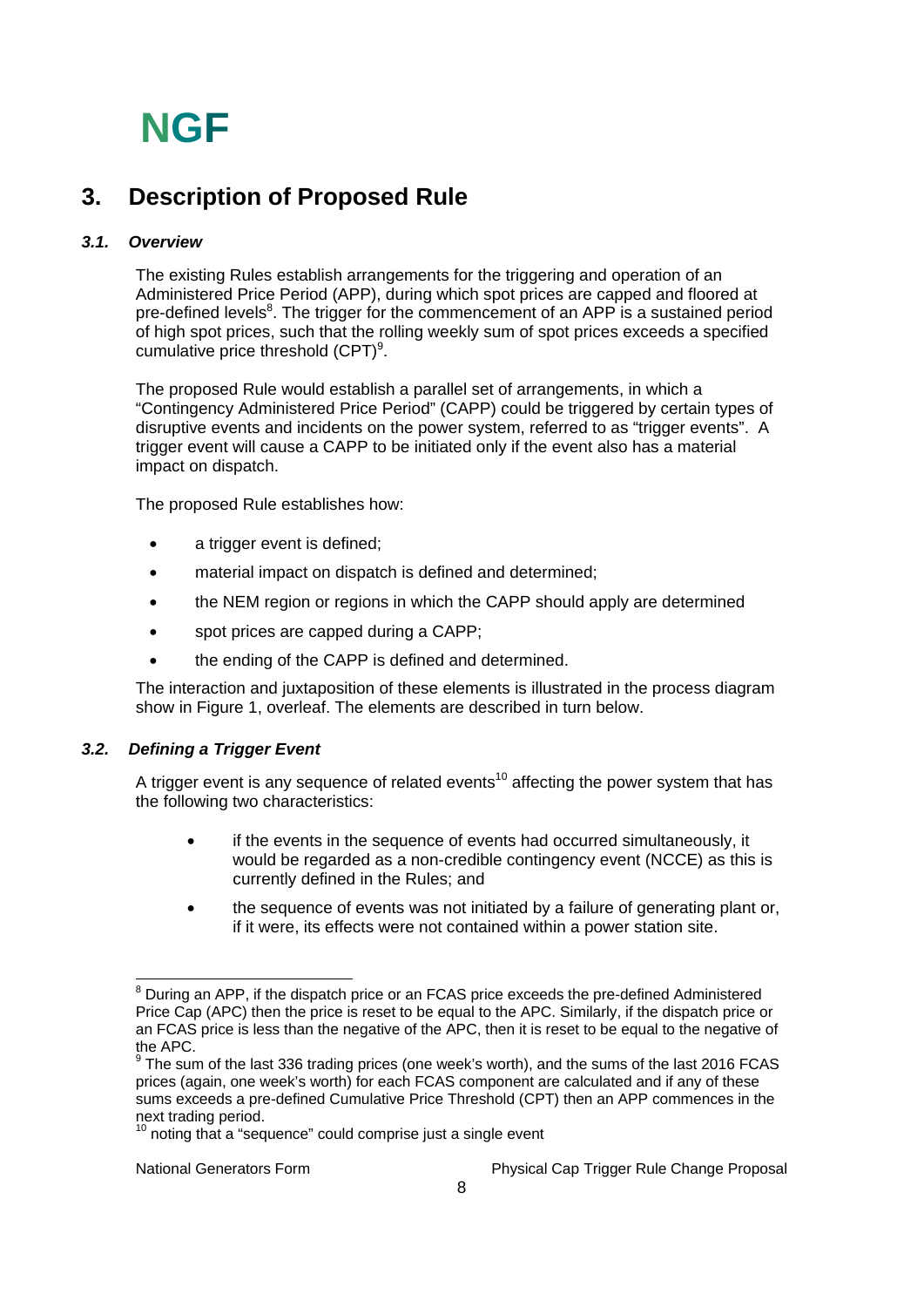## 3. Description of Proposed Rule

### *3.1. Overview*

The existing Rules establish arrangements for the triggering and operation of an Administered Price Period (APP), during which spot prices are capped and floored at pre-defined levels[8]. The trigger for the commencement of an APP is a sustained period of high spot prices, such that the rolling weekly sum of spot prices exceeds a specified cumulative price threshold (CPT)[9].

The proposed Rule would establish a parallel set of arrangements, in which a "Contingency Administered Price Period" (CAPP) could be triggered by certain types of disruptive events and incidents on the power system, referred to as "trigger events". A trigger event will cause a CAPP to be initiated only if the event also has a material impact on dispatch.

The proposed Rule establishes how:

- a trigger event is defined;
- material impact on dispatch is defined and determined;
- the NEM region or regions in which the CAPP should apply are determined
- spot prices are capped during a CAPP;
- the ending of the CAPP is defined and determined.

The interaction and juxtaposition of these elements is illustrated in the process diagram show in Figure 1, overleaf. The elements are described in turn below.

### *3.2. Defining a Trigger Event*

A trigger event is any sequence of related events[10] affecting the power system that has the following two characteristics:

- if the events in the sequence of events had occurred simultaneously, it would be regarded as a non-credible contingency event (NCCE) as this is currently defined in the Rules; and
- the sequence of events was not initiated by a failure of generating plant or, if it were, its effects were not contained within a power station site.

---

[8] During an APP, if the dispatch price or an FCAS price exceeds the pre-defined Administered Price Cap (APC) then the price is reset to be equal to the APC. Similarly, if the dispatch price or an FCAS price is less than the negative of the APC, then it is reset to be equal to the negative of the APC.

[9] The sum of the last 336 trading prices (one week's worth), and the sums of the last 2016 FCAS prices (again, one week's worth) for each FCAS component are calculated and if any of these sums exceeds a pre-defined Cumulative Price Threshold (CPT) then an APP commences in the next trading period.

[10] noting that a "sequence" could comprise just a single event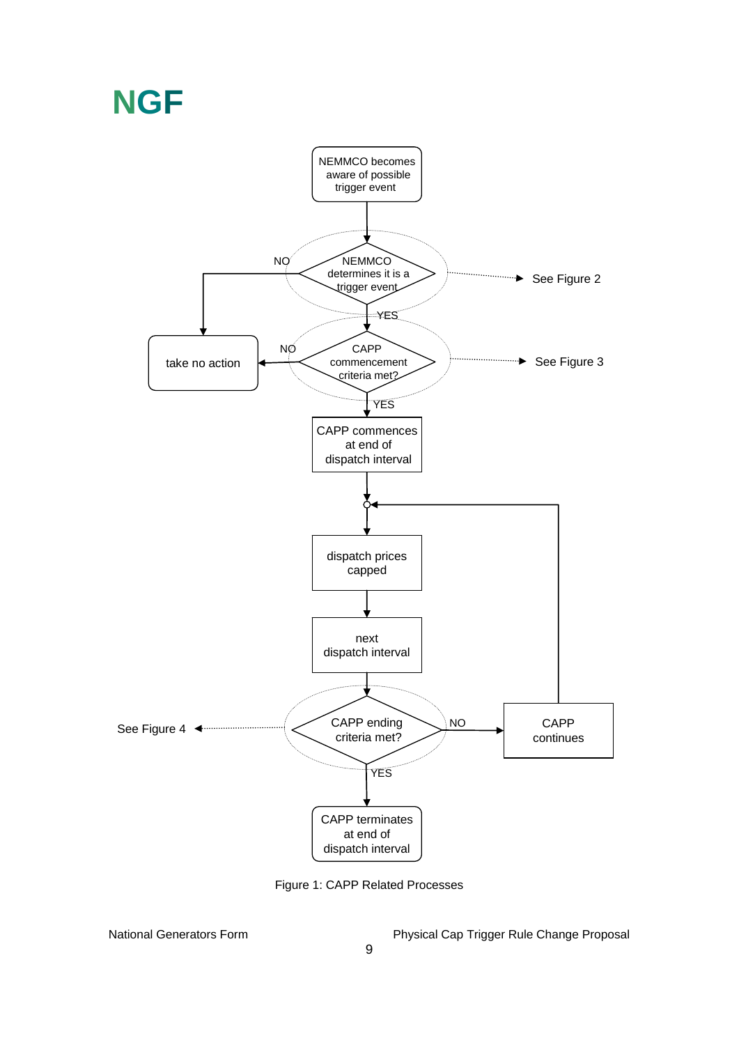NEMMCO becomes aware of possible trigger event

NEMMCO determines it is a trigger event — NO → take no action; YES ↓ (See Figure 2)

CAPP commencement criteria met? — NO → take no action; YES ↓ (See Figure 3)

CAPP commences at end of dispatch interval

dispatch prices capped

next dispatch interval

CAPP ending criteria met? — NO → CAPP continues (returns to dispatch prices capped); YES ↓ (See Figure 4)

CAPP terminates at end of dispatch interval

Figure 1: CAPP Related Processes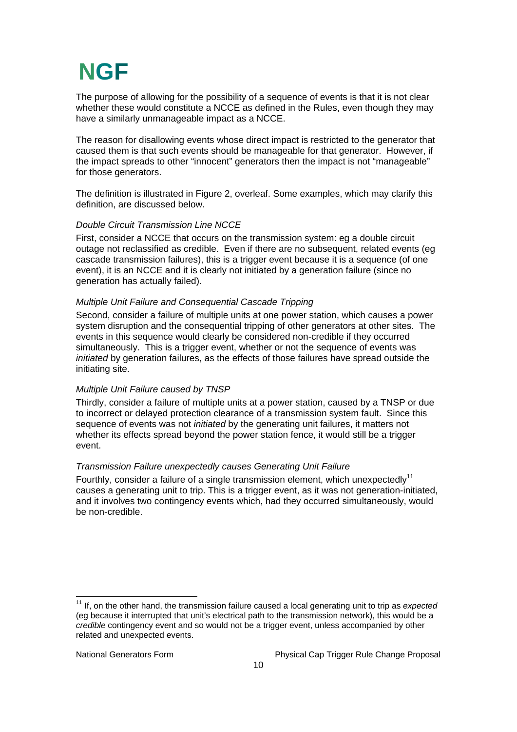The purpose of allowing for the possibility of a sequence of events is that it is not clear whether these would constitute a NCCE as defined in the Rules, even though they may have a similarly unmanageable impact as a NCCE.

The reason for disallowing events whose direct impact is restricted to the generator that caused them is that such events should be manageable for that generator. However, if the impact spreads to other "innocent" generators then the impact is not "manageable" for those generators.

The definition is illustrated in Figure 2, overleaf. Some examples, which may clarify this definition, are discussed below.

*Double Circuit Transmission Line NCCE*

First, consider a NCCE that occurs on the transmission system: eg a double circuit outage not reclassified as credible. Even if there are no subsequent, related events (eg cascade transmission failures), this is a trigger event because it is a sequence (of one event), it is an NCCE and it is clearly not initiated by a generation failure (since no generation has actually failed).

*Multiple Unit Failure and Consequential Cascade Tripping*

Second, consider a failure of multiple units at one power station, which causes a power system disruption and the consequential tripping of other generators at other sites. The events in this sequence would clearly be considered non-credible if they occurred simultaneously. This is a trigger event, whether or not the sequence of events was *initiated* by generation failures, as the effects of those failures have spread outside the initiating site.

*Multiple Unit Failure caused by TNSP*

Thirdly, consider a failure of multiple units at a power station, caused by a TNSP or due to incorrect or delayed protection clearance of a transmission system fault. Since this sequence of events was not *initiated* by the generating unit failures, it matters not whether its effects spread beyond the power station fence, it would still be a trigger event.

*Transmission Failure unexpectedly causes Generating Unit Failure*

Fourthly, consider a failure of a single transmission element, which unexpectedly[11] causes a generating unit to trip. This is a trigger event, as it was not generation-initiated, and it involves two contingency events which, had they occurred simultaneously, would be non-credible.

[11] If, on the other hand, the transmission failure caused a local generating unit to trip as *expected* (eg because it interrupted that unit's electrical path to the transmission network), this would be a *credible* contingency event and so would not be a trigger event, unless accompanied by other related and unexpected events.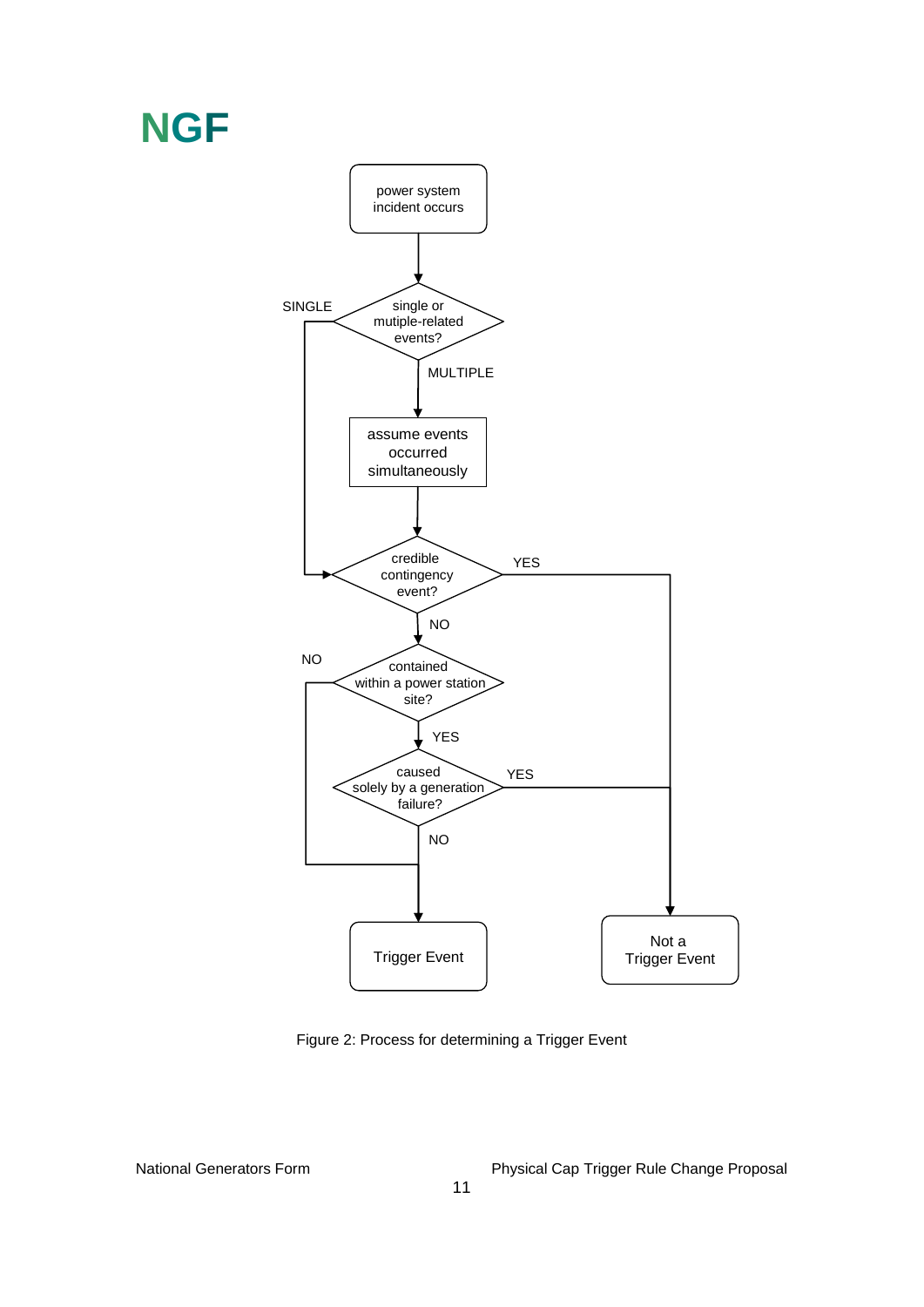power system incident occurs

single or mutiple-related events?

- SINGLE → credible contingency event?
- MULTIPLE → assume events occurred simultaneously → credible contingency event?

credible contingency event?

- YES → Not a Trigger Event
- NO → contained within a power station site?

contained within a power station site?

- NO → Trigger Event
- YES → caused solely by a generation failure?

caused solely by a generation failure?

- YES → Not a Trigger Event
- NO → Trigger Event

Figure 2: Process for determining a Trigger Event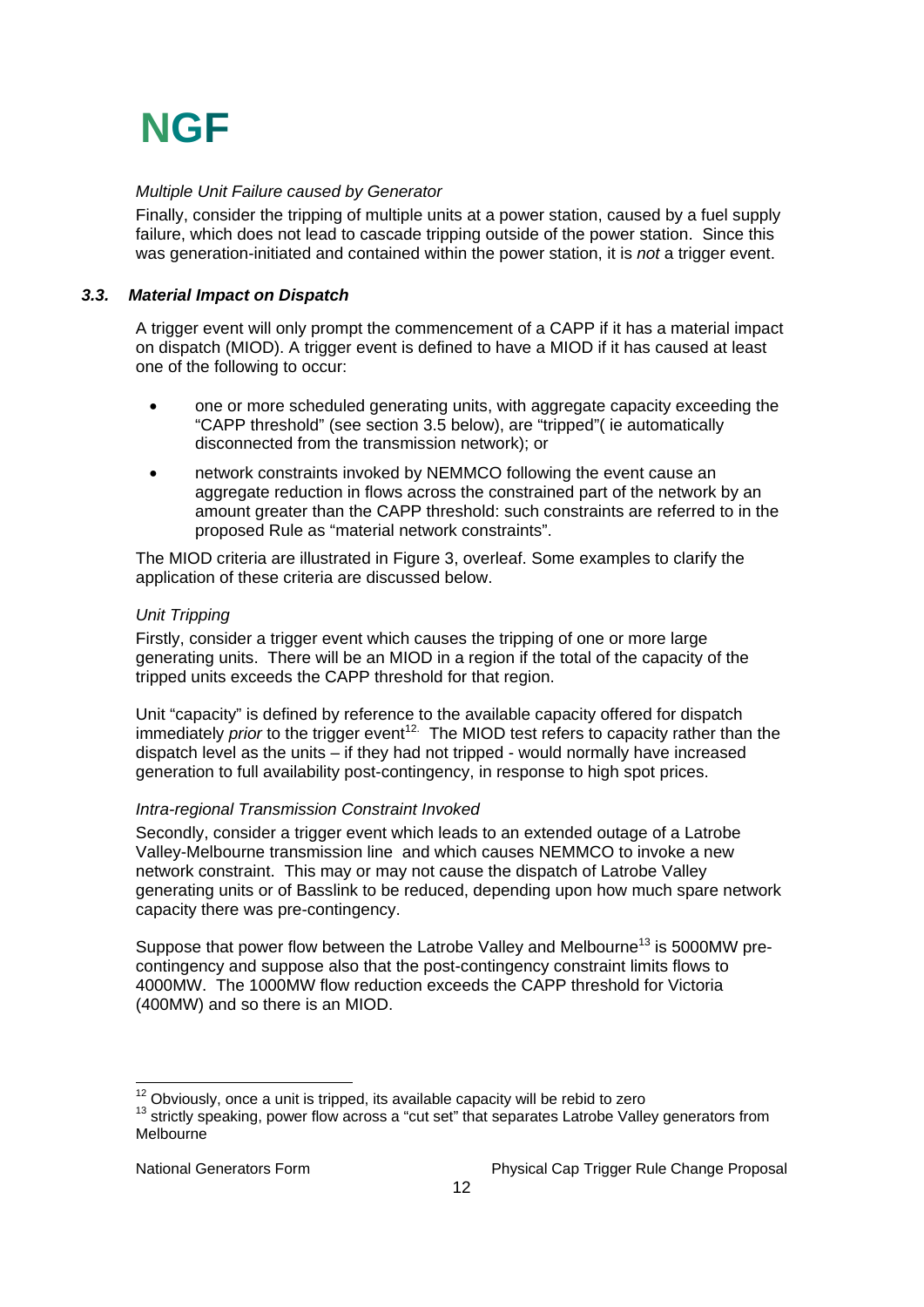*Multiple Unit Failure caused by Generator*

Finally, consider the tripping of multiple units at a power station, caused by a fuel supply failure, which does not lead to cascade tripping outside of the power station. Since this was generation-initiated and contained within the power station, it is *not* a trigger event.

### *3.3. Material Impact on Dispatch*

A trigger event will only prompt the commencement of a CAPP if it has a material impact on dispatch (MIOD). A trigger event is defined to have a MIOD if it has caused at least one of the following to occur:

- one or more scheduled generating units, with aggregate capacity exceeding the "CAPP threshold" (see section 3.5 below), are "tripped"( ie automatically disconnected from the transmission network); or
- network constraints invoked by NEMMCO following the event cause an aggregate reduction in flows across the constrained part of the network by an amount greater than the CAPP threshold: such constraints are referred to in the proposed Rule as "material network constraints".

The MIOD criteria are illustrated in Figure 3, overleaf. Some examples to clarify the application of these criteria are discussed below.

*Unit Tripping*

Firstly, consider a trigger event which causes the tripping of one or more large generating units. There will be an MIOD in a region if the total of the capacity of the tripped units exceeds the CAPP threshold for that region.

Unit "capacity" is defined by reference to the available capacity offered for dispatch immediately *prior* to the trigger event[12]. The MIOD test refers to capacity rather than the dispatch level as the units – if they had not tripped - would normally have increased generation to full availability post-contingency, in response to high spot prices.

*Intra-regional Transmission Constraint Invoked*

Secondly, consider a trigger event which leads to an extended outage of a Latrobe Valley-Melbourne transmission line and which causes NEMMCO to invoke a new network constraint. This may or may not cause the dispatch of Latrobe Valley generating units or of Basslink to be reduced, depending upon how much spare network capacity there was pre-contingency.

Suppose that power flow between the Latrobe Valley and Melbourne[13] is 5000MW pre-contingency and suppose also that the post-contingency constraint limits flows to 4000MW. The 1000MW flow reduction exceeds the CAPP threshold for Victoria (400MW) and so there is an MIOD.

---

[12] Obviously, once a unit is tripped, its available capacity will be rebid to zero

[13] strictly speaking, power flow across a "cut set" that separates Latrobe Valley generators from Melbourne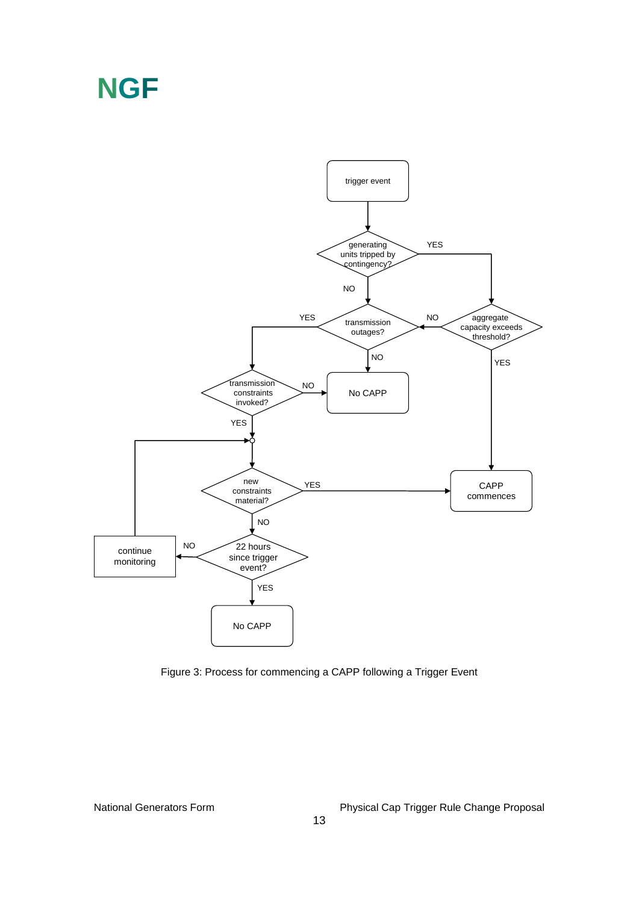Figure 3: Process for commencing a CAPP following a Trigger Event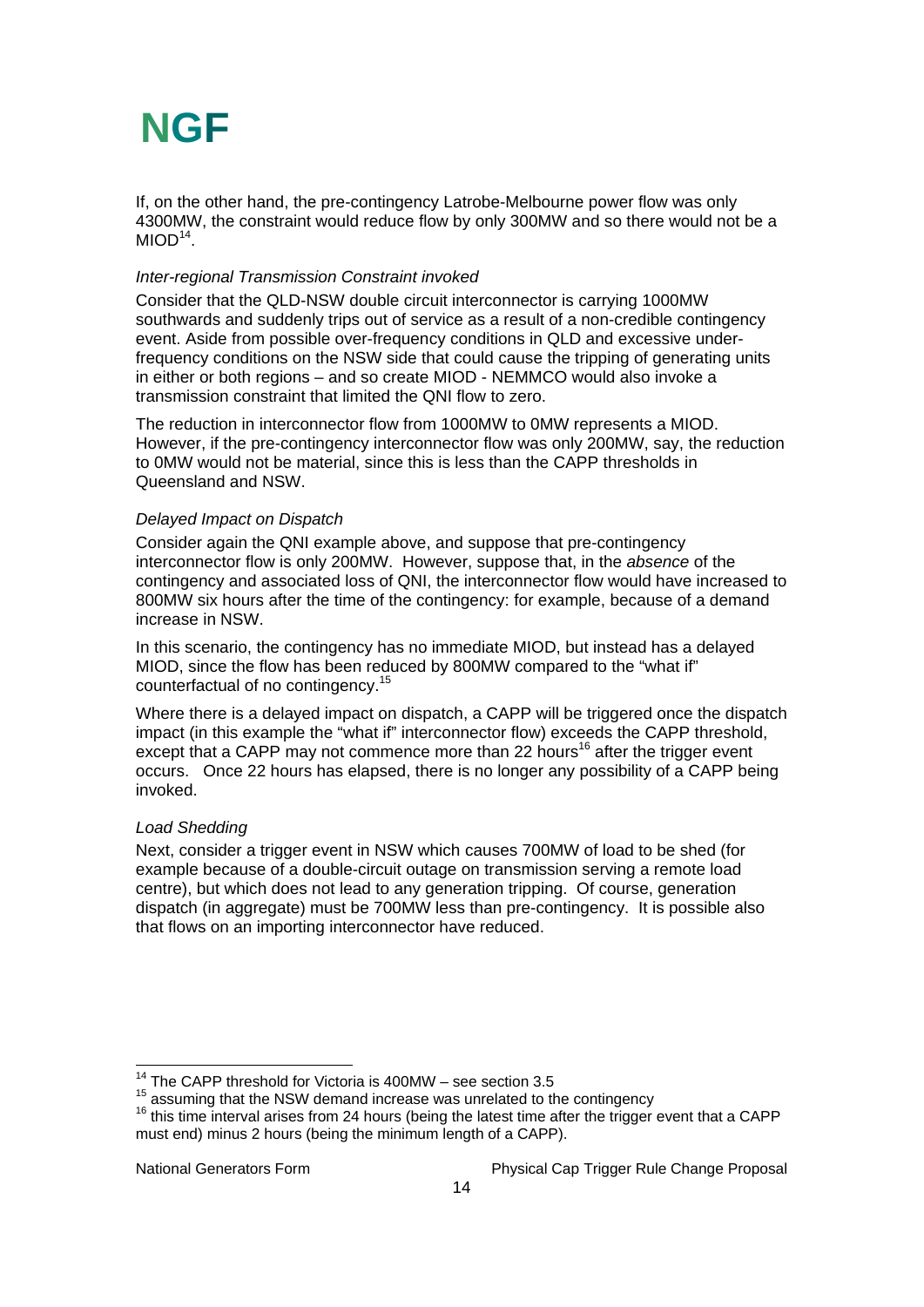If, on the other hand, the pre-contingency Latrobe-Melbourne power flow was only 4300MW, the constraint would reduce flow by only 300MW and so there would not be a MIOD[14].

*Inter-regional Transmission Constraint invoked*

Consider that the QLD-NSW double circuit interconnector is carrying 1000MW southwards and suddenly trips out of service as a result of a non-credible contingency event. Aside from possible over-frequency conditions in QLD and excessive under-frequency conditions on the NSW side that could cause the tripping of generating units in either or both regions – and so create MIOD - NEMMCO would also invoke a transmission constraint that limited the QNI flow to zero.

The reduction in interconnector flow from 1000MW to 0MW represents a MIOD. However, if the pre-contingency interconnector flow was only 200MW, say, the reduction to 0MW would not be material, since this is less than the CAPP thresholds in Queensland and NSW.

*Delayed Impact on Dispatch*

Consider again the QNI example above, and suppose that pre-contingency interconnector flow is only 200MW. However, suppose that, in the *absence* of the contingency and associated loss of QNI, the interconnector flow would have increased to 800MW six hours after the time of the contingency: for example, because of a demand increase in NSW.

In this scenario, the contingency has no immediate MIOD, but instead has a delayed MIOD, since the flow has been reduced by 800MW compared to the "what if" counterfactual of no contingency.[15]

Where there is a delayed impact on dispatch, a CAPP will be triggered once the dispatch impact (in this example the "what if" interconnector flow) exceeds the CAPP threshold, except that a CAPP may not commence more than 22 hours[16] after the trigger event occurs. Once 22 hours has elapsed, there is no longer any possibility of a CAPP being invoked.

*Load Shedding*

Next, consider a trigger event in NSW which causes 700MW of load to be shed (for example because of a double-circuit outage on transmission serving a remote load centre), but which does not lead to any generation tripping. Of course, generation dispatch (in aggregate) must be 700MW less than pre-contingency. It is possible also that flows on an importing interconnector have reduced.

---

[14] The CAPP threshold for Victoria is 400MW – see section 3.5

[15] assuming that the NSW demand increase was unrelated to the contingency

[16] this time interval arises from 24 hours (being the latest time after the trigger event that a CAPP must end) minus 2 hours (being the minimum length of a CAPP).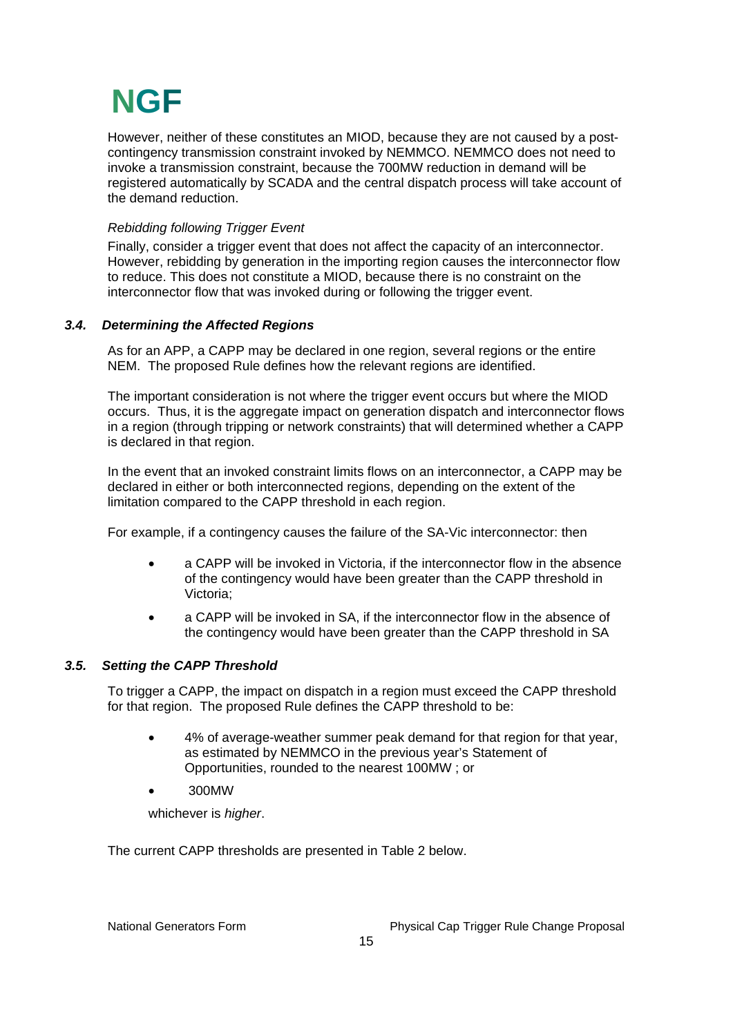However, neither of these constitutes an MIOD, because they are not caused by a post-contingency transmission constraint invoked by NEMMCO. NEMMCO does not need to invoke a transmission constraint, because the 700MW reduction in demand will be registered automatically by SCADA and the central dispatch process will take account of the demand reduction.

*Rebidding following Trigger Event*

Finally, consider a trigger event that does not affect the capacity of an interconnector. However, rebidding by generation in the importing region causes the interconnector flow to reduce. This does not constitute a MIOD, because there is no constraint on the interconnector flow that was invoked during or following the trigger event.

### *3.4. Determining the Affected Regions*

As for an APP, a CAPP may be declared in one region, several regions or the entire NEM. The proposed Rule defines how the relevant regions are identified.

The important consideration is not where the trigger event occurs but where the MIOD occurs. Thus, it is the aggregate impact on generation dispatch and interconnector flows in a region (through tripping or network constraints) that will determined whether a CAPP is declared in that region.

In the event that an invoked constraint limits flows on an interconnector, a CAPP may be declared in either or both interconnected regions, depending on the extent of the limitation compared to the CAPP threshold in each region.

For example, if a contingency causes the failure of the SA-Vic interconnector: then

- a CAPP will be invoked in Victoria, if the interconnector flow in the absence of the contingency would have been greater than the CAPP threshold in Victoria;
- a CAPP will be invoked in SA, if the interconnector flow in the absence of the contingency would have been greater than the CAPP threshold in SA

### *3.5. Setting the CAPP Threshold*

To trigger a CAPP, the impact on dispatch in a region must exceed the CAPP threshold for that region. The proposed Rule defines the CAPP threshold to be:

- 4% of average-weather summer peak demand for that region for that year, as estimated by NEMMCO in the previous year's Statement of Opportunities, rounded to the nearest 100MW ; or
- 300MW

whichever is *higher*.

The current CAPP thresholds are presented in Table 2 below.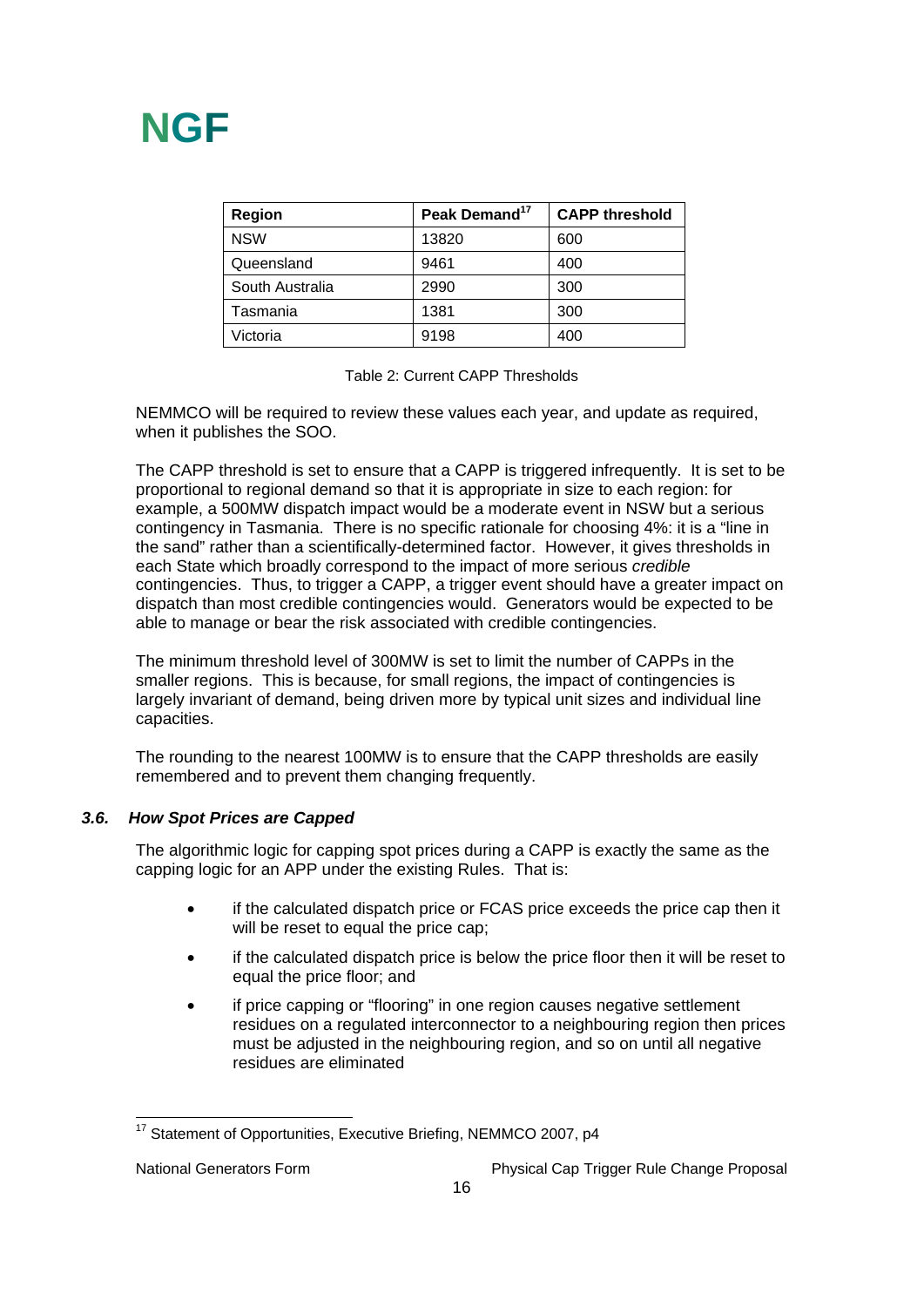| Region | Peak Demand[17] | CAPP threshold |
|---|---|---|
| NSW | 13820 | 600 |
| Queensland | 9461 | 400 |
| South Australia | 2990 | 300 |
| Tasmania | 1381 | 300 |
| Victoria | 9198 | 400 |

Table 2: Current CAPP Thresholds

NEMMCO will be required to review these values each year, and update as required, when it publishes the SOO.

The CAPP threshold is set to ensure that a CAPP is triggered infrequently. It is set to be proportional to regional demand so that it is appropriate in size to each region: for example, a 500MW dispatch impact would be a moderate event in NSW but a serious contingency in Tasmania. There is no specific rationale for choosing 4%: it is a "line in the sand" rather than a scientifically-determined factor. However, it gives thresholds in each State which broadly correspond to the impact of more serious *credible* contingencies. Thus, to trigger a CAPP, a trigger event should have a greater impact on dispatch than most credible contingencies would. Generators would be expected to be able to manage or bear the risk associated with credible contingencies.

The minimum threshold level of 300MW is set to limit the number of CAPPs in the smaller regions. This is because, for small regions, the impact of contingencies is largely invariant of demand, being driven more by typical unit sizes and individual line capacities.

The rounding to the nearest 100MW is to ensure that the CAPP thresholds are easily remembered and to prevent them changing frequently.

### *3.6. How Spot Prices are Capped*

The algorithmic logic for capping spot prices during a CAPP is exactly the same as the capping logic for an APP under the existing Rules. That is:

- if the calculated dispatch price or FCAS price exceeds the price cap then it will be reset to equal the price cap;
- if the calculated dispatch price is below the price floor then it will be reset to equal the price floor; and
- if price capping or "flooring" in one region causes negative settlement residues on a regulated interconnector to a neighbouring region then prices must be adjusted in the neighbouring region, and so on until all negative residues are eliminated

[17] Statement of Opportunities, Executive Briefing, NEMMCO 2007, p4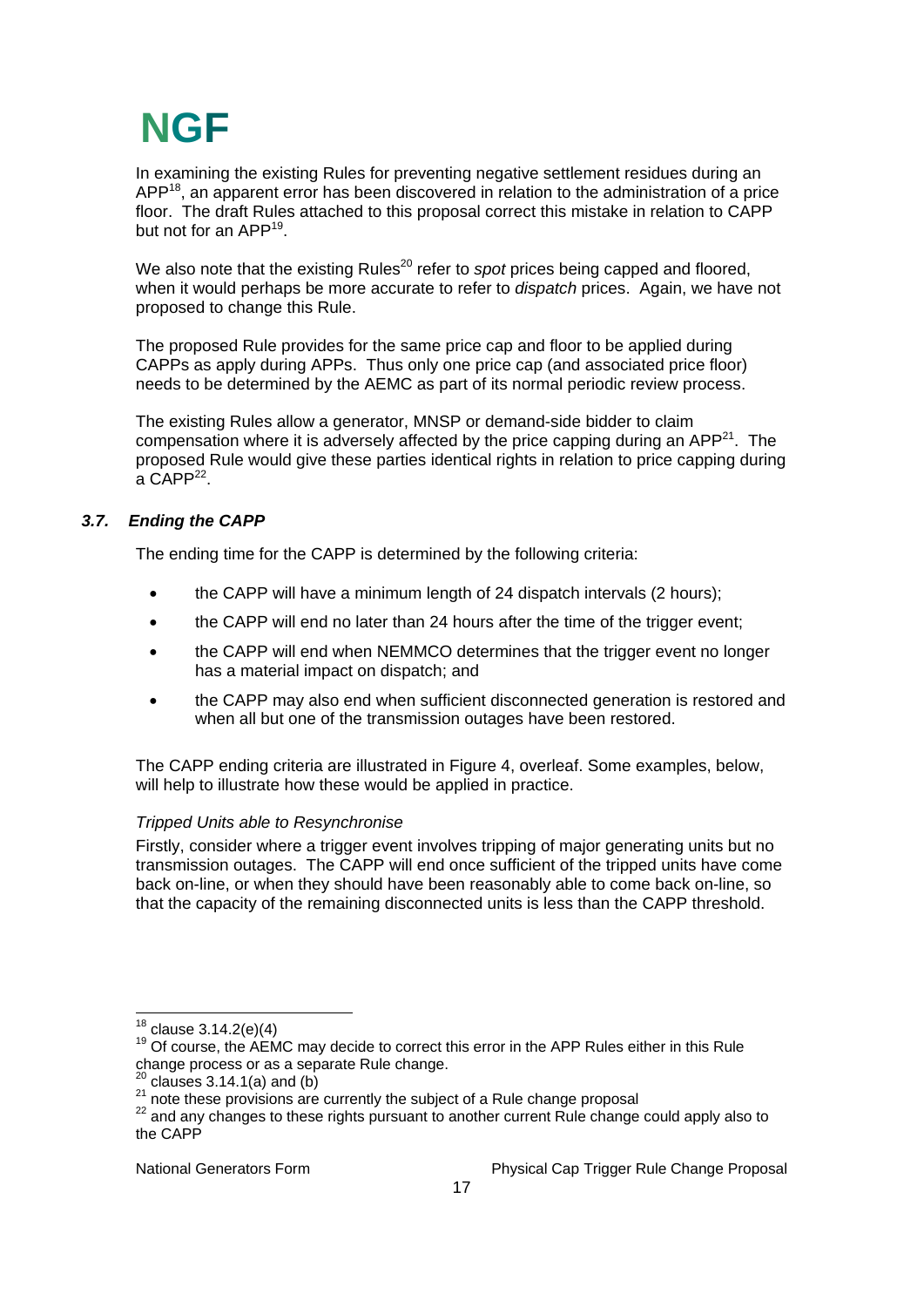In examining the existing Rules for preventing negative settlement residues during an APP[18], an apparent error has been discovered in relation to the administration of a price floor. The draft Rules attached to this proposal correct this mistake in relation to CAPP but not for an APP[19].

We also note that the existing Rules[20] refer to *spot* prices being capped and floored, when it would perhaps be more accurate to refer to *dispatch* prices. Again, we have not proposed to change this Rule.

The proposed Rule provides for the same price cap and floor to be applied during CAPPs as apply during APPs. Thus only one price cap (and associated price floor) needs to be determined by the AEMC as part of its normal periodic review process.

The existing Rules allow a generator, MNSP or demand-side bidder to claim compensation where it is adversely affected by the price capping during an APP[21]. The proposed Rule would give these parties identical rights in relation to price capping during a CAPP[22].

### *3.7. Ending the CAPP*

The ending time for the CAPP is determined by the following criteria:

- the CAPP will have a minimum length of 24 dispatch intervals (2 hours);
- the CAPP will end no later than 24 hours after the time of the trigger event;
- the CAPP will end when NEMMCO determines that the trigger event no longer has a material impact on dispatch; and
- the CAPP may also end when sufficient disconnected generation is restored and when all but one of the transmission outages have been restored.

The CAPP ending criteria are illustrated in Figure 4, overleaf. Some examples, below, will help to illustrate how these would be applied in practice.

*Tripped Units able to Resynchronise*

Firstly, consider where a trigger event involves tripping of major generating units but no transmission outages. The CAPP will end once sufficient of the tripped units have come back on-line, or when they should have been reasonably able to come back on-line, so that the capacity of the remaining disconnected units is less than the CAPP threshold.

---

[18] clause 3.14.2(e)(4)

[19] Of course, the AEMC may decide to correct this error in the APP Rules either in this Rule change process or as a separate Rule change.

[20] clauses 3.14.1(a) and (b)

[21] note these provisions are currently the subject of a Rule change proposal

[22] and any changes to these rights pursuant to another current Rule change could apply also to the CAPP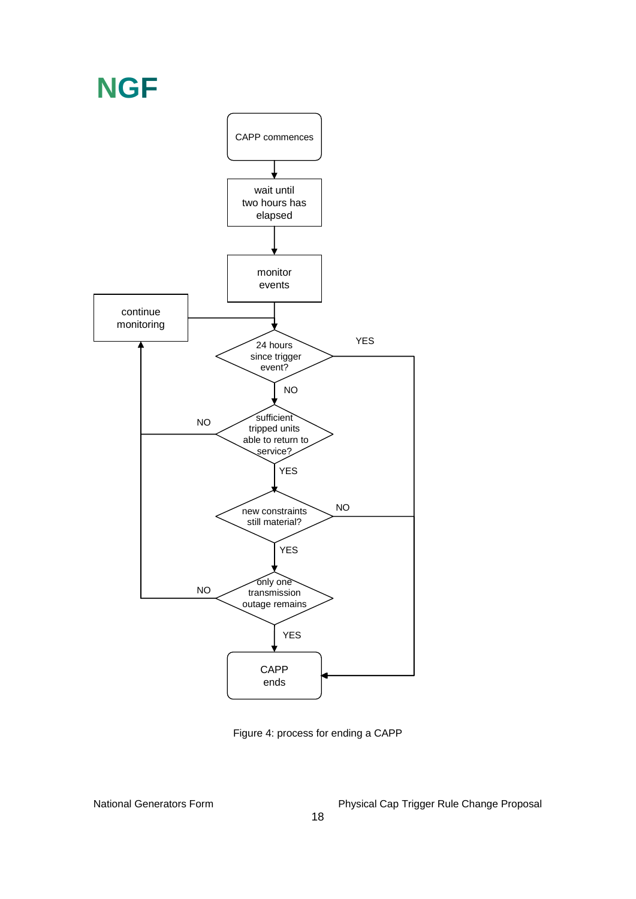CAPP commences

wait until two hours has elapsed

monitor events

continue monitoring

24 hours since trigger event?

YES

NO

sufficient tripped units able to return to service?

NO

YES

new constraints still material?

NO

YES

only one transmission outage remains

NO

YES

CAPP ends

Figure 4: process for ending a CAPP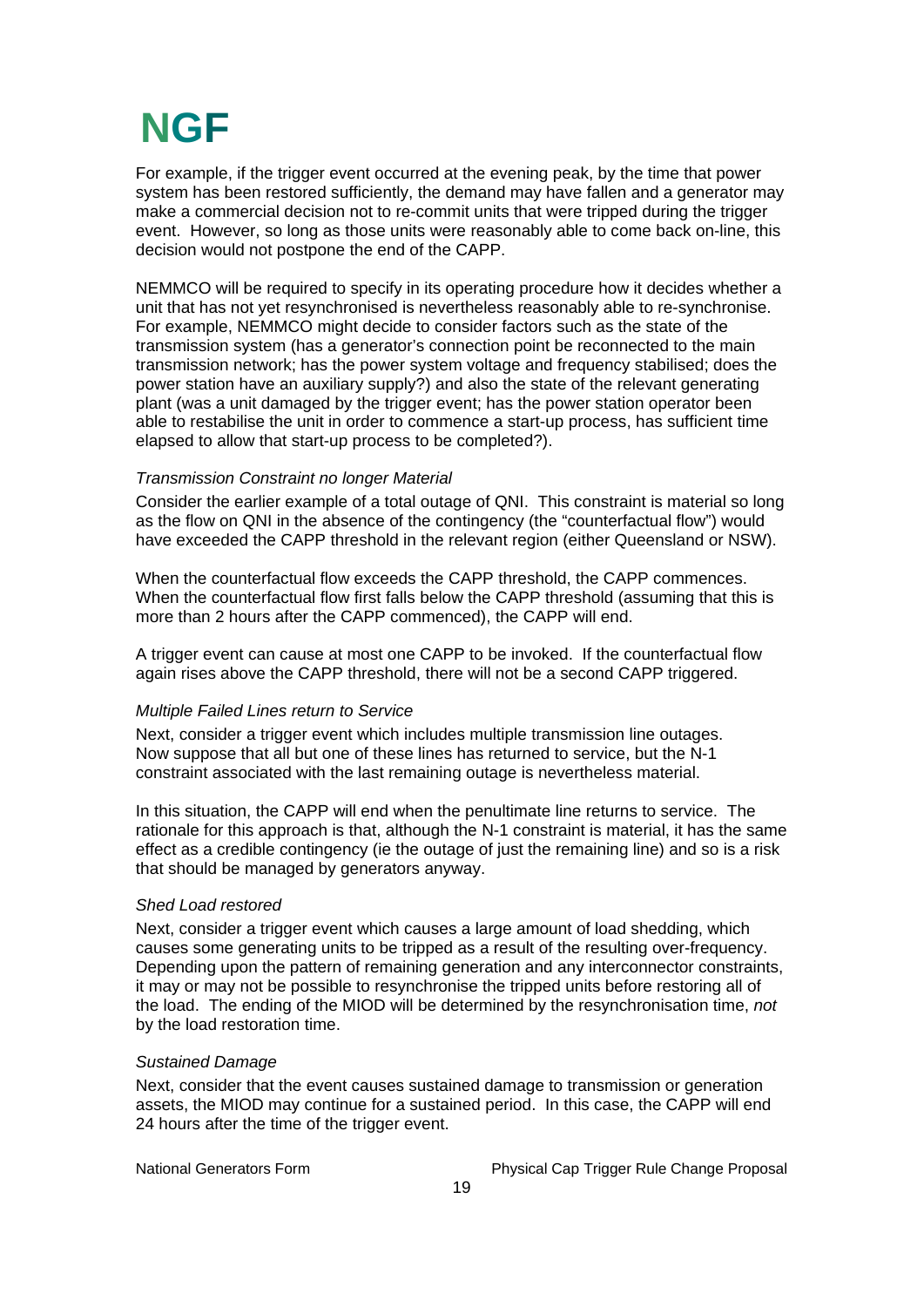For example, if the trigger event occurred at the evening peak, by the time that power system has been restored sufficiently, the demand may have fallen and a generator may make a commercial decision not to re-commit units that were tripped during the trigger event. However, so long as those units were reasonably able to come back on-line, this decision would not postpone the end of the CAPP.

NEMMCO will be required to specify in its operating procedure how it decides whether a unit that has not yet resynchronised is nevertheless reasonably able to re-synchronise. For example, NEMMCO might decide to consider factors such as the state of the transmission system (has a generator's connection point be reconnected to the main transmission network; has the power system voltage and frequency stabilised; does the power station have an auxiliary supply?) and also the state of the relevant generating plant (was a unit damaged by the trigger event; has the power station operator been able to restabilise the unit in order to commence a start-up process, has sufficient time elapsed to allow that start-up process to be completed?).

*Transmission Constraint no longer Material*

Consider the earlier example of a total outage of QNI. This constraint is material so long as the flow on QNI in the absence of the contingency (the "counterfactual flow") would have exceeded the CAPP threshold in the relevant region (either Queensland or NSW).

When the counterfactual flow exceeds the CAPP threshold, the CAPP commences. When the counterfactual flow first falls below the CAPP threshold (assuming that this is more than 2 hours after the CAPP commenced), the CAPP will end.

A trigger event can cause at most one CAPP to be invoked. If the counterfactual flow again rises above the CAPP threshold, there will not be a second CAPP triggered.

*Multiple Failed Lines return to Service*

Next, consider a trigger event which includes multiple transmission line outages. Now suppose that all but one of these lines has returned to service, but the N-1 constraint associated with the last remaining outage is nevertheless material.

In this situation, the CAPP will end when the penultimate line returns to service. The rationale for this approach is that, although the N-1 constraint is material, it has the same effect as a credible contingency (ie the outage of just the remaining line) and so is a risk that should be managed by generators anyway.

*Shed Load restored*

Next, consider a trigger event which causes a large amount of load shedding, which causes some generating units to be tripped as a result of the resulting over-frequency. Depending upon the pattern of remaining generation and any interconnector constraints, it may or may not be possible to resynchronise the tripped units before restoring all of the load. The ending of the MIOD will be determined by the resynchronisation time, *not* by the load restoration time.

*Sustained Damage*

Next, consider that the event causes sustained damage to transmission or generation assets, the MIOD may continue for a sustained period. In this case, the CAPP will end 24 hours after the time of the trigger event.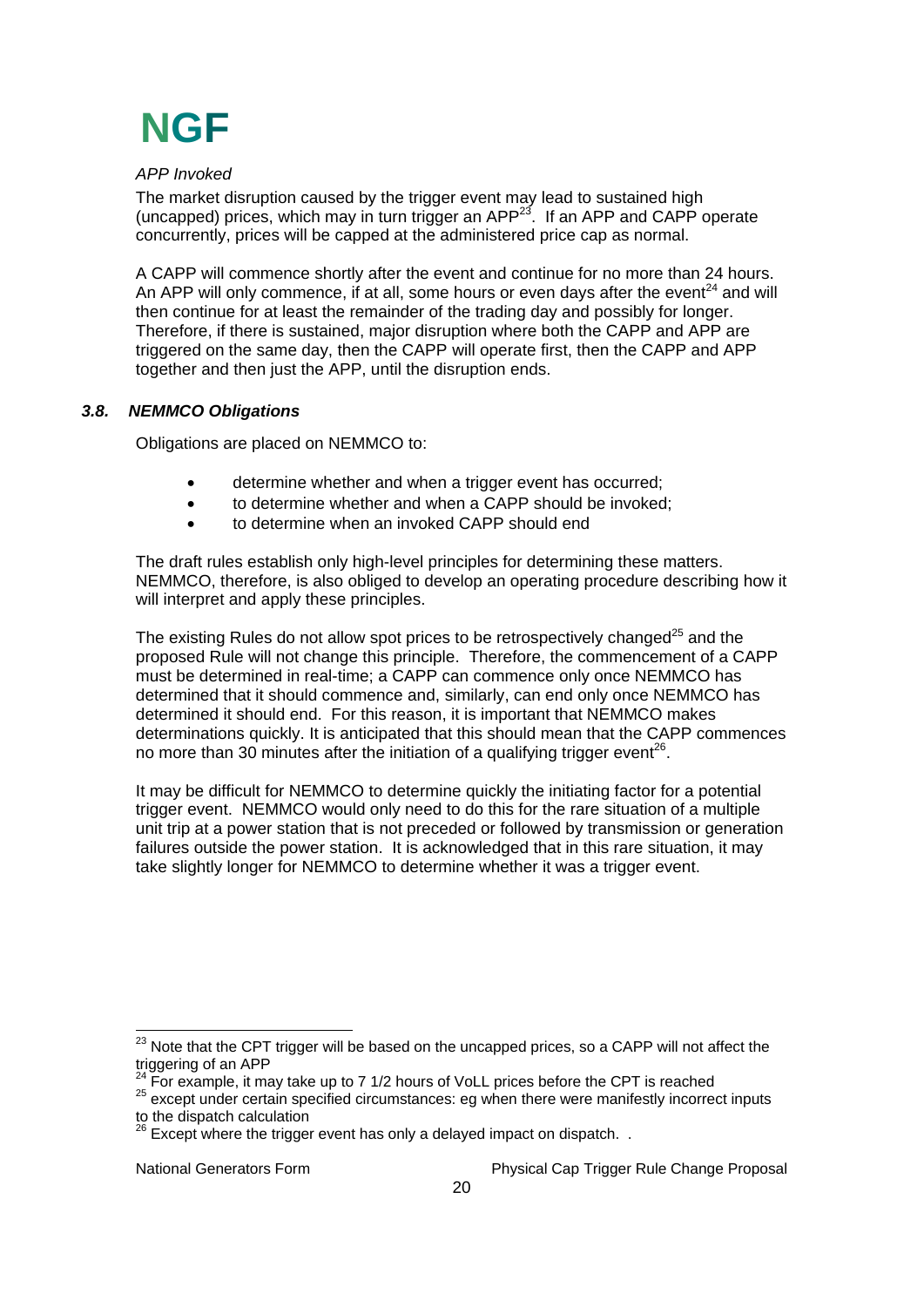*APP Invoked*

The market disruption caused by the trigger event may lead to sustained high (uncapped) prices, which may in turn trigger an APP[23]. If an APP and CAPP operate concurrently, prices will be capped at the administered price cap as normal.

A CAPP will commence shortly after the event and continue for no more than 24 hours. An APP will only commence, if at all, some hours or even days after the event[24] and will then continue for at least the remainder of the trading day and possibly for longer. Therefore, if there is sustained, major disruption where both the CAPP and APP are triggered on the same day, then the CAPP will operate first, then the CAPP and APP together and then just the APP, until the disruption ends.

### *3.8. NEMMCO Obligations*

Obligations are placed on NEMMCO to:

- determine whether and when a trigger event has occurred;
- to determine whether and when a CAPP should be invoked;
- to determine when an invoked CAPP should end

The draft rules establish only high-level principles for determining these matters. NEMMCO, therefore, is also obliged to develop an operating procedure describing how it will interpret and apply these principles.

The existing Rules do not allow spot prices to be retrospectively changed[25] and the proposed Rule will not change this principle. Therefore, the commencement of a CAPP must be determined in real-time; a CAPP can commence only once NEMMCO has determined that it should commence and, similarly, can end only once NEMMCO has determined it should end. For this reason, it is important that NEMMCO makes determinations quickly. It is anticipated that this should mean that the CAPP commences no more than 30 minutes after the initiation of a qualifying trigger event[26].

It may be difficult for NEMMCO to determine quickly the initiating factor for a potential trigger event. NEMMCO would only need to do this for the rare situation of a multiple unit trip at a power station that is not preceded or followed by transmission or generation failures outside the power station. It is acknowledged that in this rare situation, it may take slightly longer for NEMMCO to determine whether it was a trigger event.

---

[23] Note that the CPT trigger will be based on the uncapped prices, so a CAPP will not affect the triggering of an APP

[24] For example, it may take up to 7 1/2 hours of VoLL prices before the CPT is reached

[25] except under certain specified circumstances: eg when there were manifestly incorrect inputs to the dispatch calculation

[26] Except where the trigger event has only a delayed impact on dispatch. .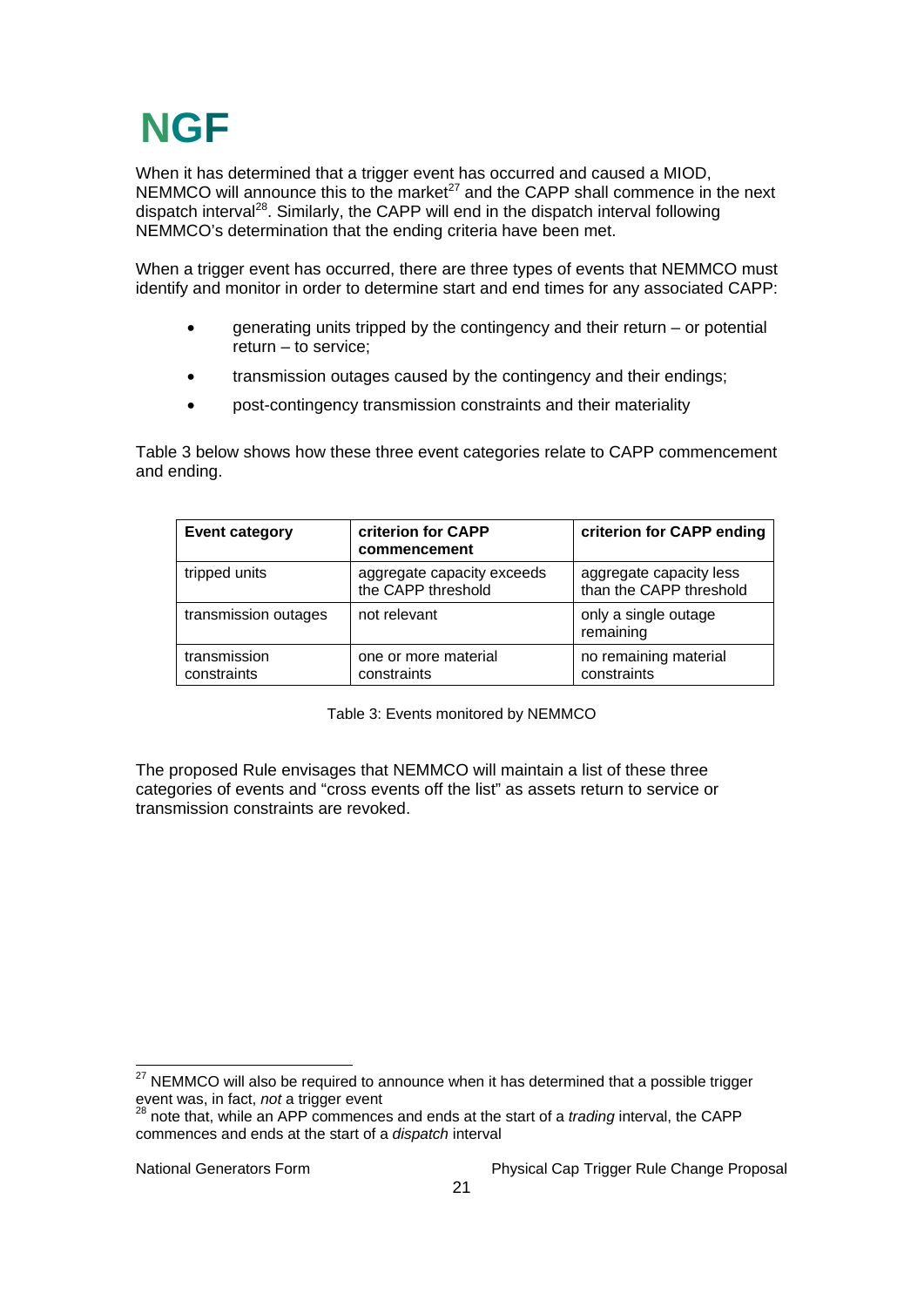When it has determined that a trigger event has occurred and caused a MIOD, NEMMCO will announce this to the market[27] and the CAPP shall commence in the next dispatch interval[28]. Similarly, the CAPP will end in the dispatch interval following NEMMCO's determination that the ending criteria have been met.

When a trigger event has occurred, there are three types of events that NEMMCO must identify and monitor in order to determine start and end times for any associated CAPP:

- generating units tripped by the contingency and their return – or potential return – to service;
- transmission outages caused by the contingency and their endings;
- post-contingency transmission constraints and their materiality

Table 3 below shows how these three event categories relate to CAPP commencement and ending.

| Event category | criterion for CAPP commencement | criterion for CAPP ending |
|---|---|---|
| tripped units | aggregate capacity exceeds the CAPP threshold | aggregate capacity less than the CAPP threshold |
| transmission outages | not relevant | only a single outage remaining |
| transmission constraints | one or more material constraints | no remaining material constraints |

Table 3: Events monitored by NEMMCO

The proposed Rule envisages that NEMMCO will maintain a list of these three categories of events and "cross events off the list" as assets return to service or transmission constraints are revoked.

[27] NEMMCO will also be required to announce when it has determined that a possible trigger event was, in fact, *not* a trigger event

[28] note that, while an APP commences and ends at the start of a *trading* interval, the CAPP commences and ends at the start of a *dispatch* interval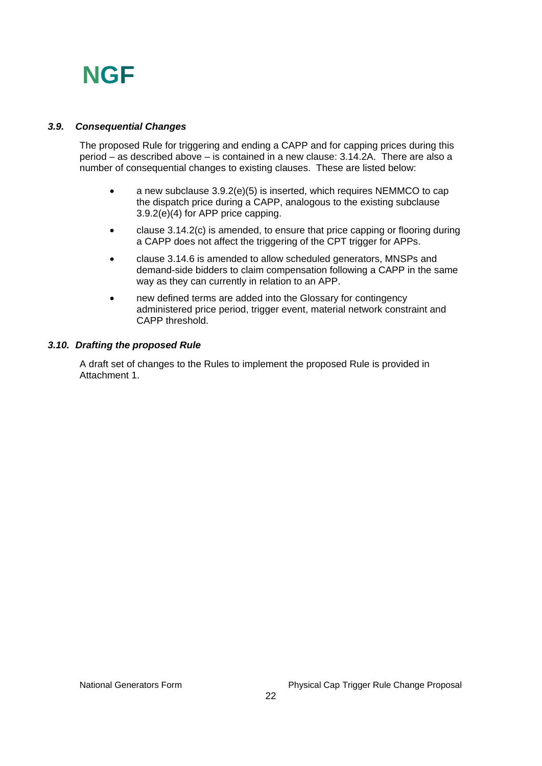### *3.9. Consequential Changes*

The proposed Rule for triggering and ending a CAPP and for capping prices during this period – as described above – is contained in a new clause: 3.14.2A. There are also a number of consequential changes to existing clauses. These are listed below:

- a new subclause 3.9.2(e)(5) is inserted, which requires NEMMCO to cap the dispatch price during a CAPP, analogous to the existing subclause 3.9.2(e)(4) for APP price capping.
- clause 3.14.2(c) is amended, to ensure that price capping or flooring during a CAPP does not affect the triggering of the CPT trigger for APPs.
- clause 3.14.6 is amended to allow scheduled generators, MNSPs and demand-side bidders to claim compensation following a CAPP in the same way as they can currently in relation to an APP.
- new defined terms are added into the Glossary for contingency administered price period, trigger event, material network constraint and CAPP threshold.

### *3.10. Drafting the proposed Rule*

A draft set of changes to the Rules to implement the proposed Rule is provided in Attachment 1.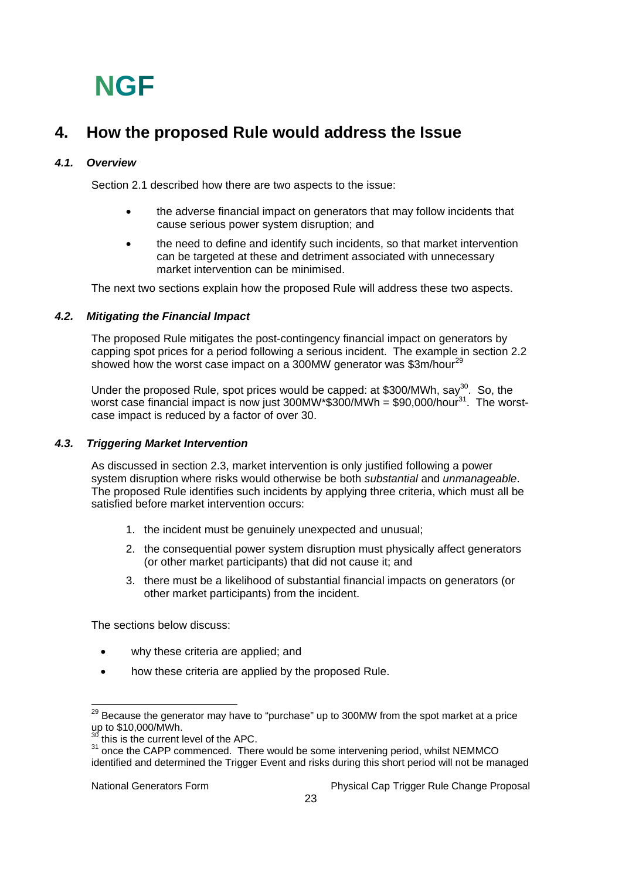# NGF

## 4. How the proposed Rule would address the Issue

### *4.1. Overview*

Section 2.1 described how there are two aspects to the issue:

- the adverse financial impact on generators that may follow incidents that cause serious power system disruption; and
- the need to define and identify such incidents, so that market intervention can be targeted at these and detriment associated with unnecessary market intervention can be minimised.

The next two sections explain how the proposed Rule will address these two aspects.

### *4.2. Mitigating the Financial Impact*

The proposed Rule mitigates the post-contingency financial impact on generators by capping spot prices for a period following a serious incident. The example in section 2.2 showed how the worst case impact on a 300MW generator was $3m/hour[29]

Under the proposed Rule, spot prices would be capped: at $300/MWh, say[30]. So, the worst case financial impact is now just 300MW*$300/MWh = $90,000/hour[31]. The worst-case impact is reduced by a factor of over 30.

### *4.3. Triggering Market Intervention*

As discussed in section 2.3, market intervention is only justified following a power system disruption where risks would otherwise be both *substantial* and *unmanageable*. The proposed Rule identifies such incidents by applying three criteria, which must all be satisfied before market intervention occurs:

1. the incident must be genuinely unexpected and unusual;
2. the consequential power system disruption must physically affect generators (or other market participants) that did not cause it; and
3. there must be a likelihood of substantial financial impacts on generators (or other market participants) from the incident.

The sections below discuss:

- why these criteria are applied; and
- how these criteria are applied by the proposed Rule.

---

[29] Because the generator may have to "purchase" up to 300MW from the spot market at a price up to $10,000/MWh.

[30] this is the current level of the APC.

[31] once the CAPP commenced. There would be some intervening period, whilst NEMMCO identified and determined the Trigger Event and risks during this short period will not be managed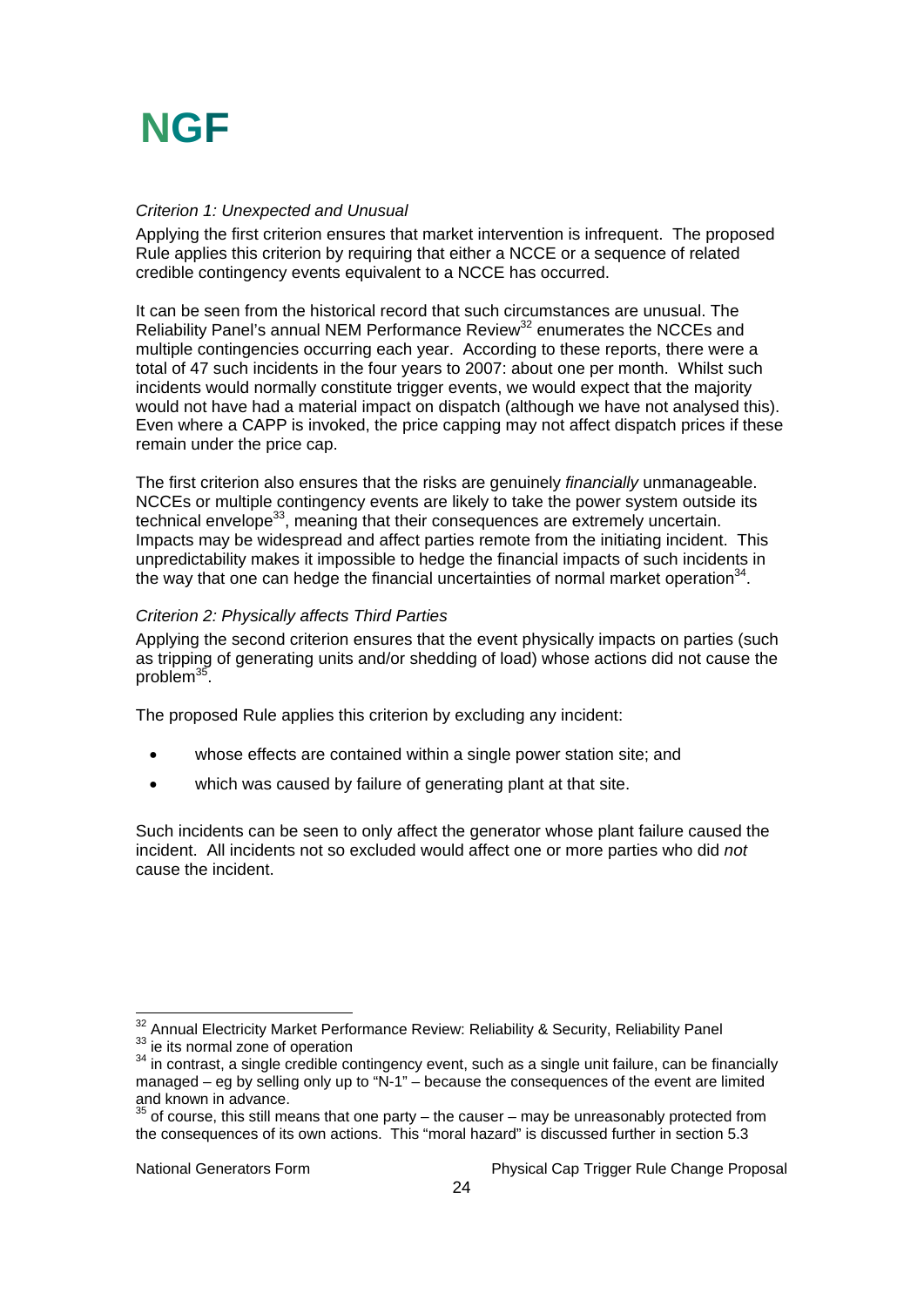*Criterion 1: Unexpected and Unusual*

Applying the first criterion ensures that market intervention is infrequent. The proposed Rule applies this criterion by requiring that either a NCCE or a sequence of related credible contingency events equivalent to a NCCE has occurred.

It can be seen from the historical record that such circumstances are unusual. The Reliability Panel's annual NEM Performance Review[32] enumerates the NCCEs and multiple contingencies occurring each year. According to these reports, there were a total of 47 such incidents in the four years to 2007: about one per month. Whilst such incidents would normally constitute trigger events, we would expect that the majority would not have had a material impact on dispatch (although we have not analysed this). Even where a CAPP is invoked, the price capping may not affect dispatch prices if these remain under the price cap.

The first criterion also ensures that the risks are genuinely *financially* unmanageable. NCCEs or multiple contingency events are likely to take the power system outside its technical envelope[33], meaning that their consequences are extremely uncertain. Impacts may be widespread and affect parties remote from the initiating incident. This unpredictability makes it impossible to hedge the financial impacts of such incidents in the way that one can hedge the financial uncertainties of normal market operation[34].

*Criterion 2: Physically affects Third Parties*

Applying the second criterion ensures that the event physically impacts on parties (such as tripping of generating units and/or shedding of load) whose actions did not cause the problem[35].

The proposed Rule applies this criterion by excluding any incident:

- whose effects are contained within a single power station site; and
- which was caused by failure of generating plant at that site.

Such incidents can be seen to only affect the generator whose plant failure caused the incident. All incidents not so excluded would affect one or more parties who did *not* cause the incident.

---

[32] Annual Electricity Market Performance Review: Reliability & Security, Reliability Panel

[33] ie its normal zone of operation

[34] in contrast, a single credible contingency event, such as a single unit failure, can be financially managed – eg by selling only up to "N-1" – because the consequences of the event are limited and known in advance.

[35] of course, this still means that one party – the causer – may be unreasonably protected from the consequences of its own actions. This "moral hazard" is discussed further in section 5.3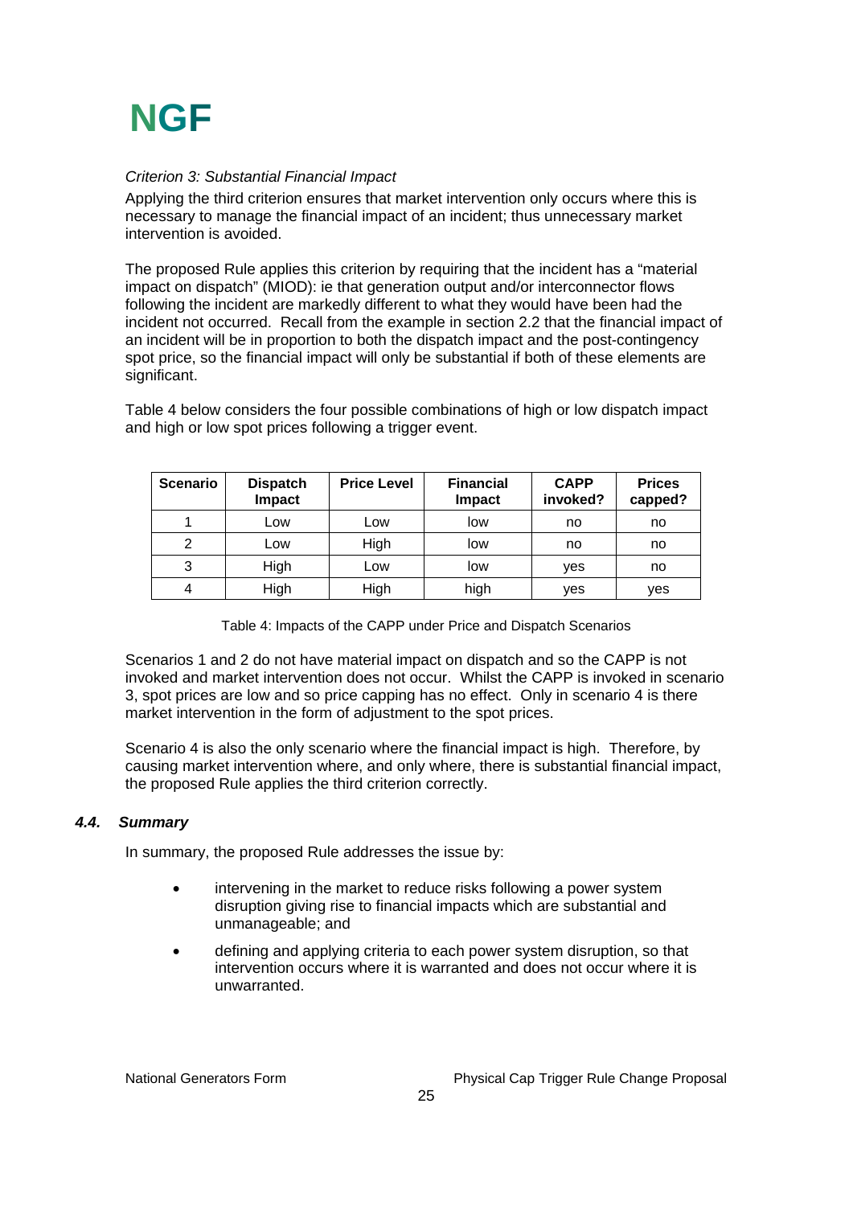*Criterion 3: Substantial Financial Impact*

Applying the third criterion ensures that market intervention only occurs where this is necessary to manage the financial impact of an incident; thus unnecessary market intervention is avoided.

The proposed Rule applies this criterion by requiring that the incident has a "material impact on dispatch" (MIOD): ie that generation output and/or interconnector flows following the incident are markedly different to what they would have been had the incident not occurred. Recall from the example in section 2.2 that the financial impact of an incident will be in proportion to both the dispatch impact and the post-contingency spot price, so the financial impact will only be substantial if both of these elements are significant.

Table 4 below considers the four possible combinations of high or low dispatch impact and high or low spot prices following a trigger event.

| Scenario | Dispatch Impact | Price Level | Financial Impact | CAPP invoked? | Prices capped? |
|---|---|---|---|---|---|
| 1 | Low | Low | low | no | no |
| 2 | Low | High | low | no | no |
| 3 | High | Low | low | yes | no |
| 4 | High | High | high | yes | yes |

Table 4: Impacts of the CAPP under Price and Dispatch Scenarios

Scenarios 1 and 2 do not have material impact on dispatch and so the CAPP is not invoked and market intervention does not occur. Whilst the CAPP is invoked in scenario 3, spot prices are low and so price capping has no effect. Only in scenario 4 is there market intervention in the form of adjustment to the spot prices.

Scenario 4 is also the only scenario where the financial impact is high. Therefore, by causing market intervention where, and only where, there is substantial financial impact, the proposed Rule applies the third criterion correctly.

### *4.4. Summary*

In summary, the proposed Rule addresses the issue by:

- intervening in the market to reduce risks following a power system disruption giving rise to financial impacts which are substantial and unmanageable; and
- defining and applying criteria to each power system disruption, so that intervention occurs where it is warranted and does not occur where it is unwarranted.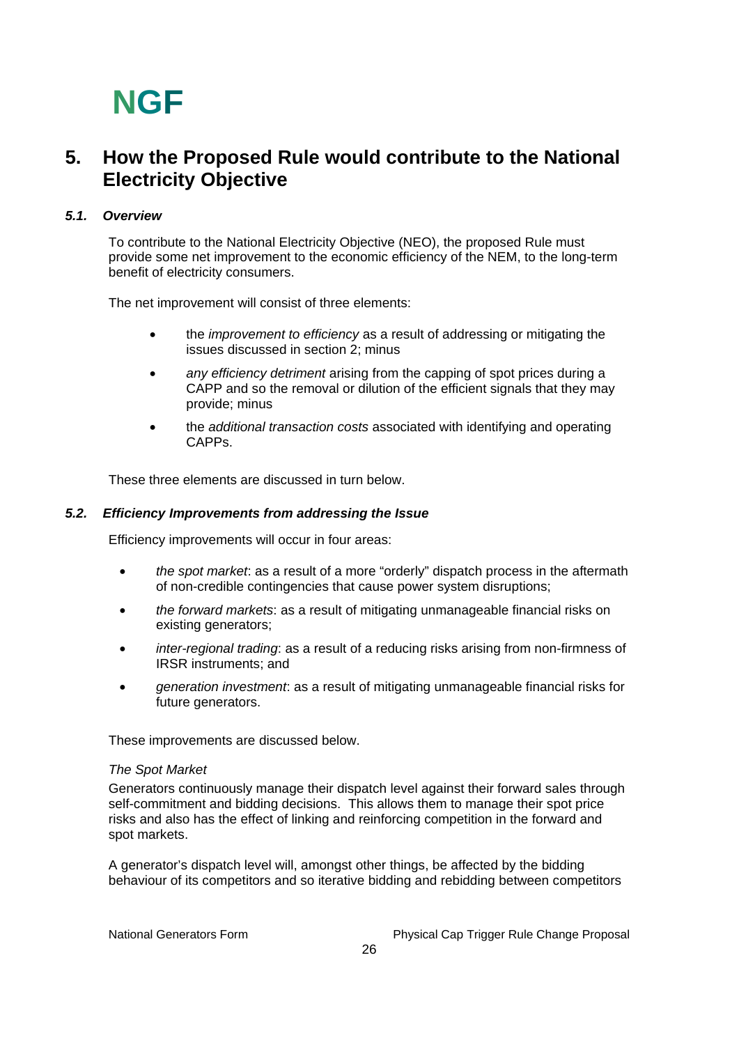# 5. How the Proposed Rule would contribute to the National Electricity Objective

## *5.1. Overview*

To contribute to the National Electricity Objective (NEO), the proposed Rule must provide some net improvement to the economic efficiency of the NEM, to the long-term benefit of electricity consumers.

The net improvement will consist of three elements:

- the *improvement to efficiency* as a result of addressing or mitigating the issues discussed in section 2; minus
- *any efficiency detriment* arising from the capping of spot prices during a CAPP and so the removal or dilution of the efficient signals that they may provide; minus
- the *additional transaction costs* associated with identifying and operating CAPPs.

These three elements are discussed in turn below.

## *5.2. Efficiency Improvements from addressing the Issue*

Efficiency improvements will occur in four areas:

- *the spot market*: as a result of a more "orderly" dispatch process in the aftermath of non-credible contingencies that cause power system disruptions;
- *the forward markets*: as a result of mitigating unmanageable financial risks on existing generators;
- *inter-regional trading*: as a result of a reducing risks arising from non-firmness of IRSR instruments; and
- *generation investment*: as a result of mitigating unmanageable financial risks for future generators.

These improvements are discussed below.

*The Spot Market*

Generators continuously manage their dispatch level against their forward sales through self-commitment and bidding decisions. This allows them to manage their spot price risks and also has the effect of linking and reinforcing competition in the forward and spot markets.

A generator's dispatch level will, amongst other things, be affected by the bidding behaviour of its competitors and so iterative bidding and rebidding between competitors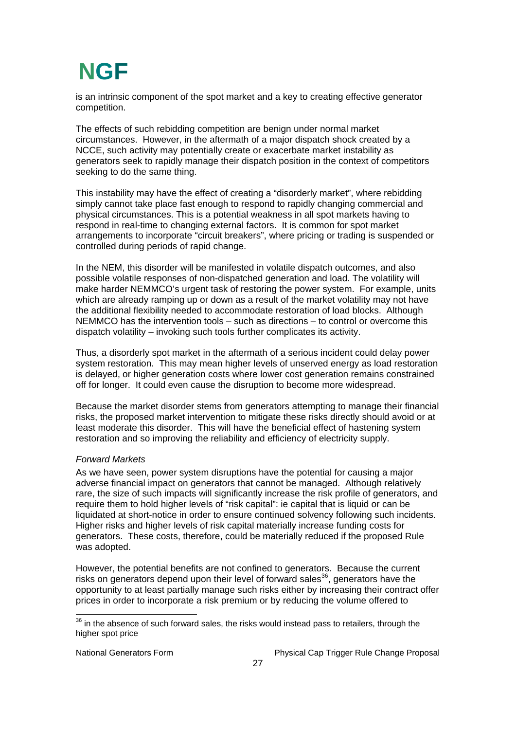is an intrinsic component of the spot market and a key to creating effective generator competition.

The effects of such rebidding competition are benign under normal market circumstances. However, in the aftermath of a major dispatch shock created by a NCCE, such activity may potentially create or exacerbate market instability as generators seek to rapidly manage their dispatch position in the context of competitors seeking to do the same thing.

This instability may have the effect of creating a "disorderly market", where rebidding simply cannot take place fast enough to respond to rapidly changing commercial and physical circumstances. This is a potential weakness in all spot markets having to respond in real-time to changing external factors. It is common for spot market arrangements to incorporate "circuit breakers", where pricing or trading is suspended or controlled during periods of rapid change.

In the NEM, this disorder will be manifested in volatile dispatch outcomes, and also possible volatile responses of non-dispatched generation and load. The volatility will make harder NEMMCO's urgent task of restoring the power system. For example, units which are already ramping up or down as a result of the market volatility may not have the additional flexibility needed to accommodate restoration of load blocks. Although NEMMCO has the intervention tools – such as directions – to control or overcome this dispatch volatility – invoking such tools further complicates its activity.

Thus, a disorderly spot market in the aftermath of a serious incident could delay power system restoration. This may mean higher levels of unserved energy as load restoration is delayed, or higher generation costs where lower cost generation remains constrained off for longer. It could even cause the disruption to become more widespread.

Because the market disorder stems from generators attempting to manage their financial risks, the proposed market intervention to mitigate these risks directly should avoid or at least moderate this disorder. This will have the beneficial effect of hastening system restoration and so improving the reliability and efficiency of electricity supply.

*Forward Markets*

As we have seen, power system disruptions have the potential for causing a major adverse financial impact on generators that cannot be managed. Although relatively rare, the size of such impacts will significantly increase the risk profile of generators, and require them to hold higher levels of "risk capital": ie capital that is liquid or can be liquidated at short-notice in order to ensure continued solvency following such incidents. Higher risks and higher levels of risk capital materially increase funding costs for generators. These costs, therefore, could be materially reduced if the proposed Rule was adopted.

However, the potential benefits are not confined to generators. Because the current risks on generators depend upon their level of forward sales[36], generators have the opportunity to at least partially manage such risks either by increasing their contract offer prices in order to incorporate a risk premium or by reducing the volume offered to

[36] in the absence of such forward sales, the risks would instead pass to retailers, through the higher spot price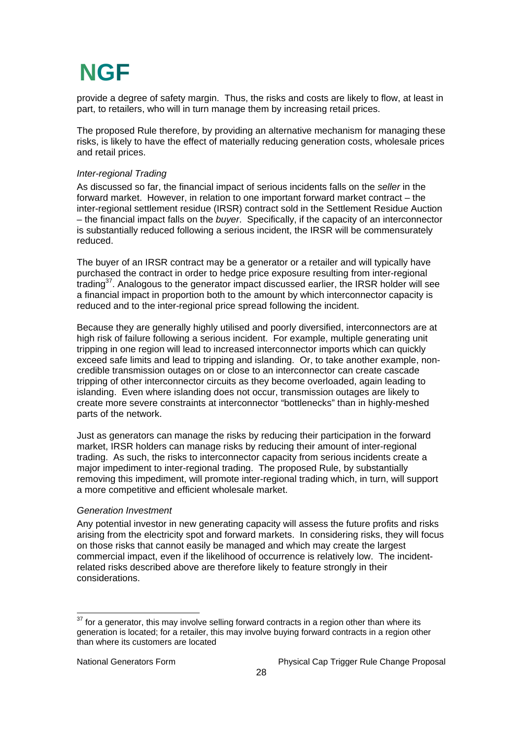provide a degree of safety margin. Thus, the risks and costs are likely to flow, at least in part, to retailers, who will in turn manage them by increasing retail prices.

The proposed Rule therefore, by providing an alternative mechanism for managing these risks, is likely to have the effect of materially reducing generation costs, wholesale prices and retail prices.

*Inter-regional Trading*

As discussed so far, the financial impact of serious incidents falls on the *seller* in the forward market. However, in relation to one important forward market contract – the inter-regional settlement residue (IRSR) contract sold in the Settlement Residue Auction – the financial impact falls on the *buyer*. Specifically, if the capacity of an interconnector is substantially reduced following a serious incident, the IRSR will be commensurately reduced.

The buyer of an IRSR contract may be a generator or a retailer and will typically have purchased the contract in order to hedge price exposure resulting from inter-regional trading[37]. Analogous to the generator impact discussed earlier, the IRSR holder will see a financial impact in proportion both to the amount by which interconnector capacity is reduced and to the inter-regional price spread following the incident.

Because they are generally highly utilised and poorly diversified, interconnectors are at high risk of failure following a serious incident. For example, multiple generating unit tripping in one region will lead to increased interconnector imports which can quickly exceed safe limits and lead to tripping and islanding. Or, to take another example, non-credible transmission outages on or close to an interconnector can create cascade tripping of other interconnector circuits as they become overloaded, again leading to islanding. Even where islanding does not occur, transmission outages are likely to create more severe constraints at interconnector "bottlenecks" than in highly-meshed parts of the network.

Just as generators can manage the risks by reducing their participation in the forward market, IRSR holders can manage risks by reducing their amount of inter-regional trading. As such, the risks to interconnector capacity from serious incidents create a major impediment to inter-regional trading. The proposed Rule, by substantially removing this impediment, will promote inter-regional trading which, in turn, will support a more competitive and efficient wholesale market.

*Generation Investment*

Any potential investor in new generating capacity will assess the future profits and risks arising from the electricity spot and forward markets. In considering risks, they will focus on those risks that cannot easily be managed and which may create the largest commercial impact, even if the likelihood of occurrence is relatively low. The incident-related risks described above are therefore likely to feature strongly in their considerations.

[37] for a generator, this may involve selling forward contracts in a region other than where its generation is located; for a retailer, this may involve buying forward contracts in a region other than where its customers are located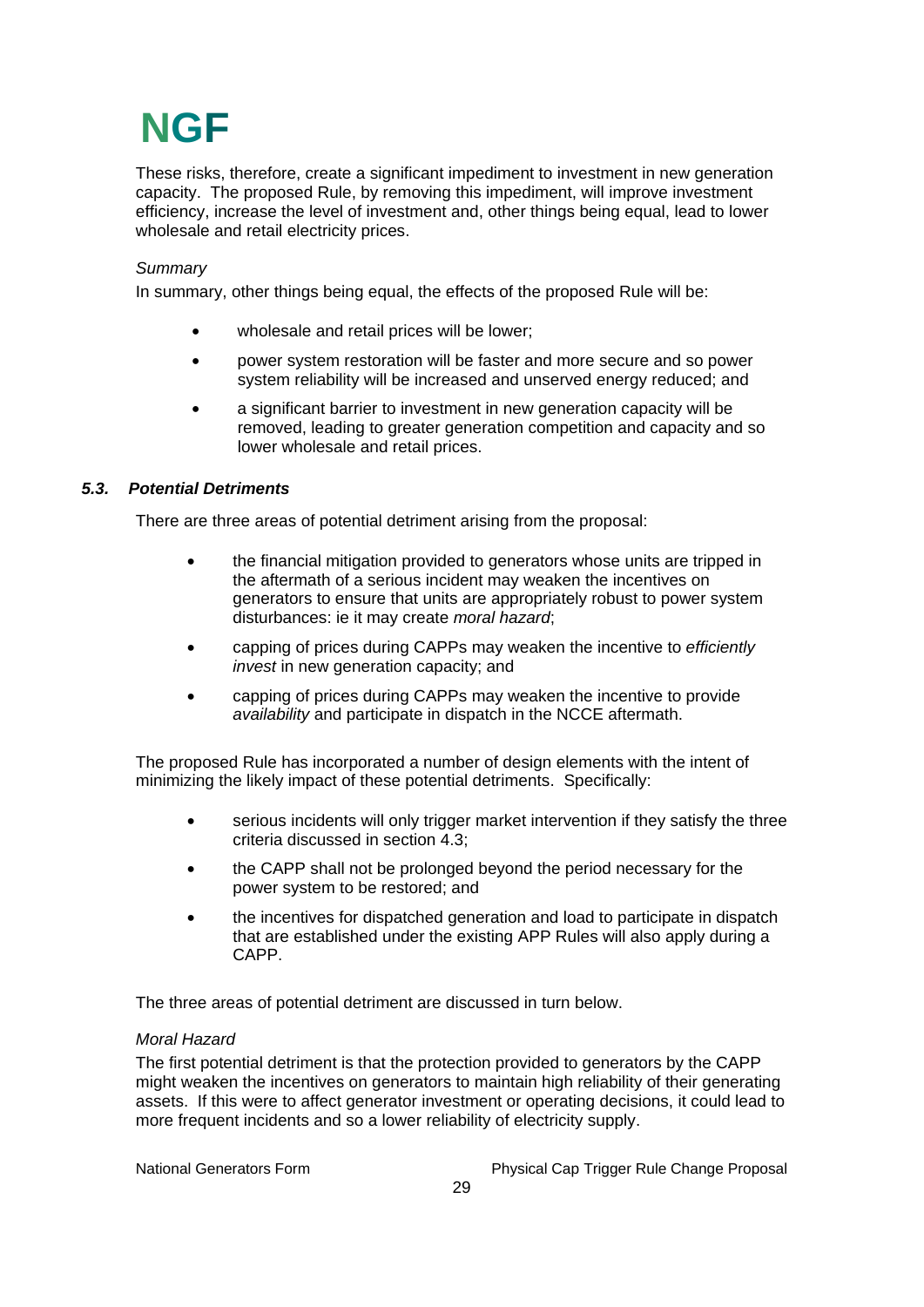These risks, therefore, create a significant impediment to investment in new generation capacity. The proposed Rule, by removing this impediment, will improve investment efficiency, increase the level of investment and, other things being equal, lead to lower wholesale and retail electricity prices.

*Summary*

In summary, other things being equal, the effects of the proposed Rule will be:

- wholesale and retail prices will be lower;
- power system restoration will be faster and more secure and so power system reliability will be increased and unserved energy reduced; and
- a significant barrier to investment in new generation capacity will be removed, leading to greater generation competition and capacity and so lower wholesale and retail prices.

### *5.3. Potential Detriments*

There are three areas of potential detriment arising from the proposal:

- the financial mitigation provided to generators whose units are tripped in the aftermath of a serious incident may weaken the incentives on generators to ensure that units are appropriately robust to power system disturbances: ie it may create *moral hazard*;
- capping of prices during CAPPs may weaken the incentive to *efficiently invest* in new generation capacity; and
- capping of prices during CAPPs may weaken the incentive to provide *availability* and participate in dispatch in the NCCE aftermath.

The proposed Rule has incorporated a number of design elements with the intent of minimizing the likely impact of these potential detriments. Specifically:

- serious incidents will only trigger market intervention if they satisfy the three criteria discussed in section 4.3;
- the CAPP shall not be prolonged beyond the period necessary for the power system to be restored; and
- the incentives for dispatched generation and load to participate in dispatch that are established under the existing APP Rules will also apply during a CAPP.

The three areas of potential detriment are discussed in turn below.

*Moral Hazard*

The first potential detriment is that the protection provided to generators by the CAPP might weaken the incentives on generators to maintain high reliability of their generating assets. If this were to affect generator investment or operating decisions, it could lead to more frequent incidents and so a lower reliability of electricity supply.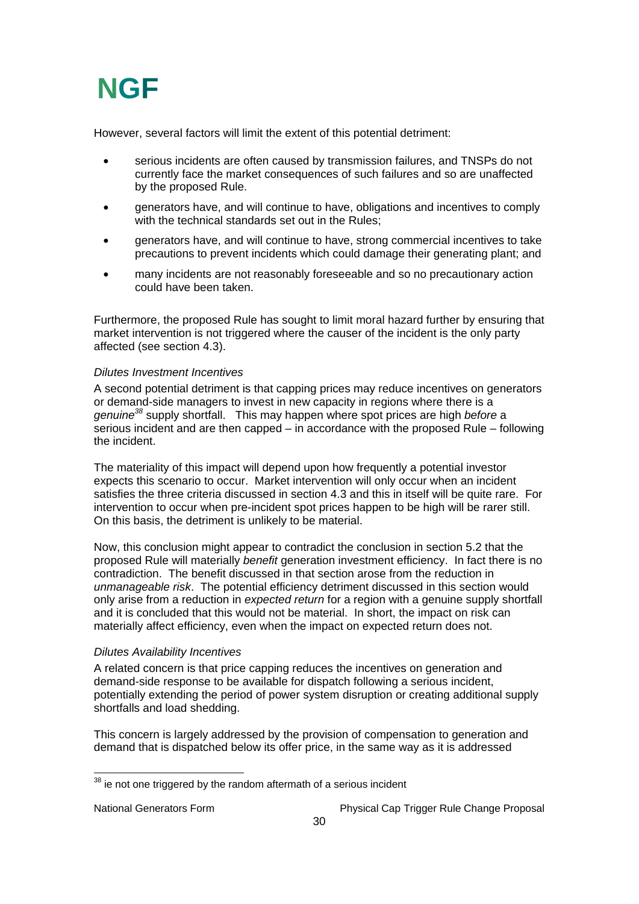However, several factors will limit the extent of this potential detriment:

- serious incidents are often caused by transmission failures, and TNSPs do not currently face the market consequences of such failures and so are unaffected by the proposed Rule.
- generators have, and will continue to have, obligations and incentives to comply with the technical standards set out in the Rules;
- generators have, and will continue to have, strong commercial incentives to take precautions to prevent incidents which could damage their generating plant; and
- many incidents are not reasonably foreseeable and so no precautionary action could have been taken.

Furthermore, the proposed Rule has sought to limit moral hazard further by ensuring that market intervention is not triggered where the causer of the incident is the only party affected (see section 4.3).

*Dilutes Investment Incentives*

A second potential detriment is that capping prices may reduce incentives on generators or demand-side managers to invest in new capacity in regions where there is a *genuine*[38] supply shortfall. This may happen where spot prices are high *before* a serious incident and are then capped – in accordance with the proposed Rule – following the incident.

The materiality of this impact will depend upon how frequently a potential investor expects this scenario to occur. Market intervention will only occur when an incident satisfies the three criteria discussed in section 4.3 and this in itself will be quite rare. For intervention to occur when pre-incident spot prices happen to be high will be rarer still. On this basis, the detriment is unlikely to be material.

Now, this conclusion might appear to contradict the conclusion in section 5.2 that the proposed Rule will materially *benefit* generation investment efficiency. In fact there is no contradiction. The benefit discussed in that section arose from the reduction in *unmanageable risk*. The potential efficiency detriment discussed in this section would only arise from a reduction in *expected return* for a region with a genuine supply shortfall and it is concluded that this would not be material. In short, the impact on risk can materially affect efficiency, even when the impact on expected return does not.

*Dilutes Availability Incentives*

A related concern is that price capping reduces the incentives on generation and demand-side response to be available for dispatch following a serious incident, potentially extending the period of power system disruption or creating additional supply shortfalls and load shedding.

This concern is largely addressed by the provision of compensation to generation and demand that is dispatched below its offer price, in the same way as it is addressed

[38] ie not one triggered by the random aftermath of a serious incident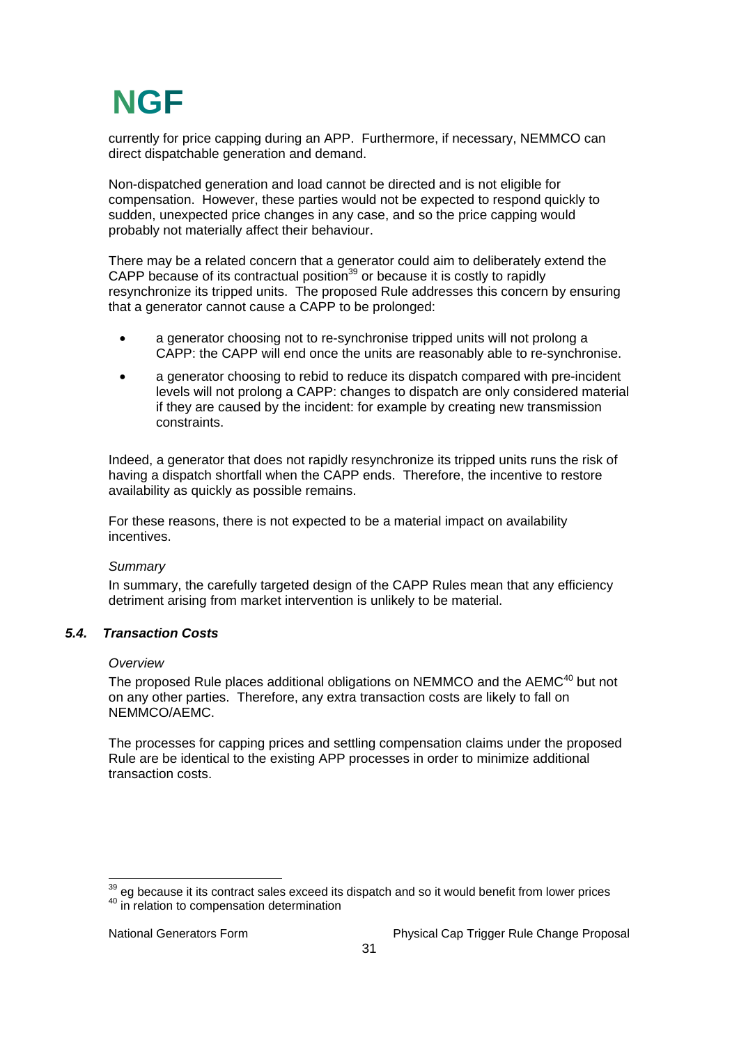currently for price capping during an APP. Furthermore, if necessary, NEMMCO can direct dispatchable generation and demand.

Non-dispatched generation and load cannot be directed and is not eligible for compensation. However, these parties would not be expected to respond quickly to sudden, unexpected price changes in any case, and so the price capping would probably not materially affect their behaviour.

There may be a related concern that a generator could aim to deliberately extend the CAPP because of its contractual position[39] or because it is costly to rapidly resynchronize its tripped units. The proposed Rule addresses this concern by ensuring that a generator cannot cause a CAPP to be prolonged:

- a generator choosing not to re-synchronise tripped units will not prolong a CAPP: the CAPP will end once the units are reasonably able to re-synchronise.
- a generator choosing to rebid to reduce its dispatch compared with pre-incident levels will not prolong a CAPP: changes to dispatch are only considered material if they are caused by the incident: for example by creating new transmission constraints.

Indeed, a generator that does not rapidly resynchronize its tripped units runs the risk of having a dispatch shortfall when the CAPP ends. Therefore, the incentive to restore availability as quickly as possible remains.

For these reasons, there is not expected to be a material impact on availability incentives.

*Summary*

In summary, the carefully targeted design of the CAPP Rules mean that any efficiency detriment arising from market intervention is unlikely to be material.

### *5.4. Transaction Costs*

*Overview*

The proposed Rule places additional obligations on NEMMCO and the AEMC[40] but not on any other parties. Therefore, any extra transaction costs are likely to fall on NEMMCO/AEMC.

The processes for capping prices and settling compensation claims under the proposed Rule are be identical to the existing APP processes in order to minimize additional transaction costs.

[39] eg because it its contract sales exceed its dispatch and so it would benefit from lower prices
[40] in relation to compensation determination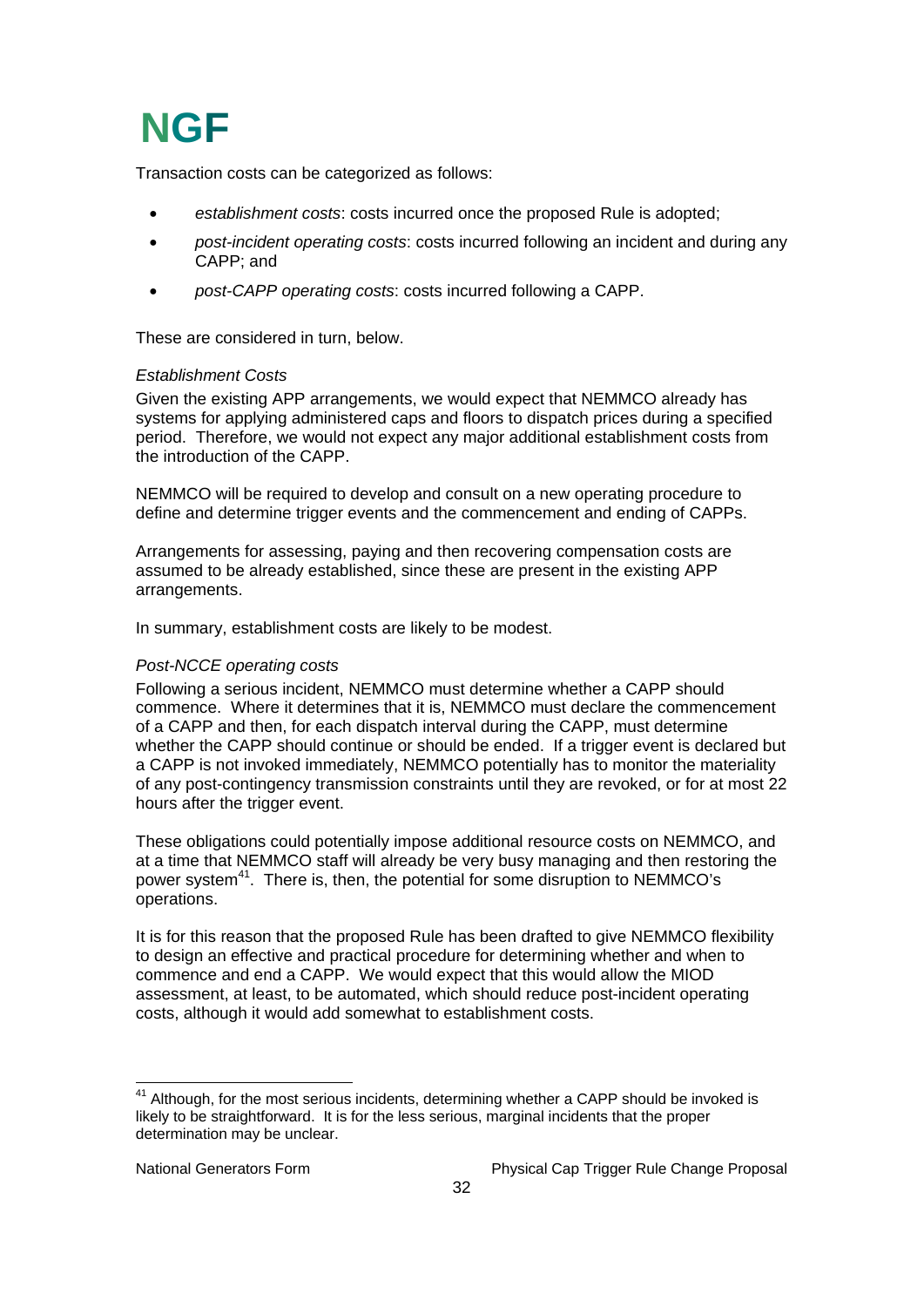Transaction costs can be categorized as follows:

- *establishment costs*: costs incurred once the proposed Rule is adopted;
- *post-incident operating costs*: costs incurred following an incident and during any CAPP; and
- *post-CAPP operating costs*: costs incurred following a CAPP.

These are considered in turn, below.

*Establishment Costs*

Given the existing APP arrangements, we would expect that NEMMCO already has systems for applying administered caps and floors to dispatch prices during a specified period. Therefore, we would not expect any major additional establishment costs from the introduction of the CAPP.

NEMMCO will be required to develop and consult on a new operating procedure to define and determine trigger events and the commencement and ending of CAPPs.

Arrangements for assessing, paying and then recovering compensation costs are assumed to be already established, since these are present in the existing APP arrangements.

In summary, establishment costs are likely to be modest.

*Post-NCCE operating costs*

Following a serious incident, NEMMCO must determine whether a CAPP should commence. Where it determines that it is, NEMMCO must declare the commencement of a CAPP and then, for each dispatch interval during the CAPP, must determine whether the CAPP should continue or should be ended. If a trigger event is declared but a CAPP is not invoked immediately, NEMMCO potentially has to monitor the materiality of any post-contingency transmission constraints until they are revoked, or for at most 22 hours after the trigger event.

These obligations could potentially impose additional resource costs on NEMMCO, and at a time that NEMMCO staff will already be very busy managing and then restoring the power system[41]. There is, then, the potential for some disruption to NEMMCO's operations.

It is for this reason that the proposed Rule has been drafted to give NEMMCO flexibility to design an effective and practical procedure for determining whether and when to commence and end a CAPP. We would expect that this would allow the MIOD assessment, at least, to be automated, which should reduce post-incident operating costs, although it would add somewhat to establishment costs.

---

[41] Although, for the most serious incidents, determining whether a CAPP should be invoked is likely to be straightforward. It is for the less serious, marginal incidents that the proper determination may be unclear.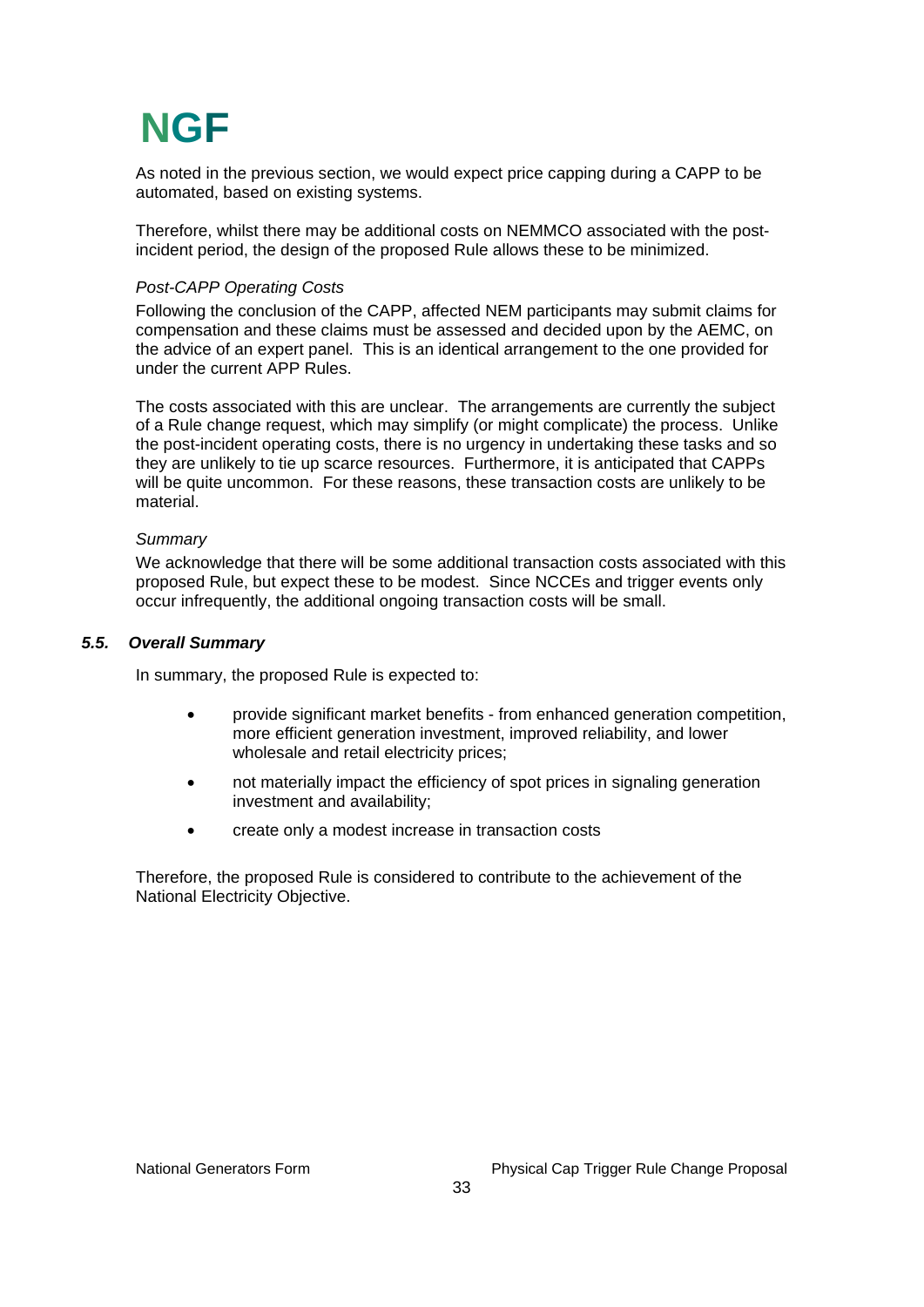As noted in the previous section, we would expect price capping during a CAPP to be automated, based on existing systems.

Therefore, whilst there may be additional costs on NEMMCO associated with the post-incident period, the design of the proposed Rule allows these to be minimized.

*Post-CAPP Operating Costs*

Following the conclusion of the CAPP, affected NEM participants may submit claims for compensation and these claims must be assessed and decided upon by the AEMC, on the advice of an expert panel. This is an identical arrangement to the one provided for under the current APP Rules.

The costs associated with this are unclear. The arrangements are currently the subject of a Rule change request, which may simplify (or might complicate) the process. Unlike the post-incident operating costs, there is no urgency in undertaking these tasks and so they are unlikely to tie up scarce resources. Furthermore, it is anticipated that CAPPs will be quite uncommon. For these reasons, these transaction costs are unlikely to be material.

*Summary*

We acknowledge that there will be some additional transaction costs associated with this proposed Rule, but expect these to be modest. Since NCCEs and trigger events only occur infrequently, the additional ongoing transaction costs will be small.

### *5.5. Overall Summary*

In summary, the proposed Rule is expected to:

- provide significant market benefits - from enhanced generation competition, more efficient generation investment, improved reliability, and lower wholesale and retail electricity prices;
- not materially impact the efficiency of spot prices in signaling generation investment and availability;
- create only a modest increase in transaction costs

Therefore, the proposed Rule is considered to contribute to the achievement of the National Electricity Objective.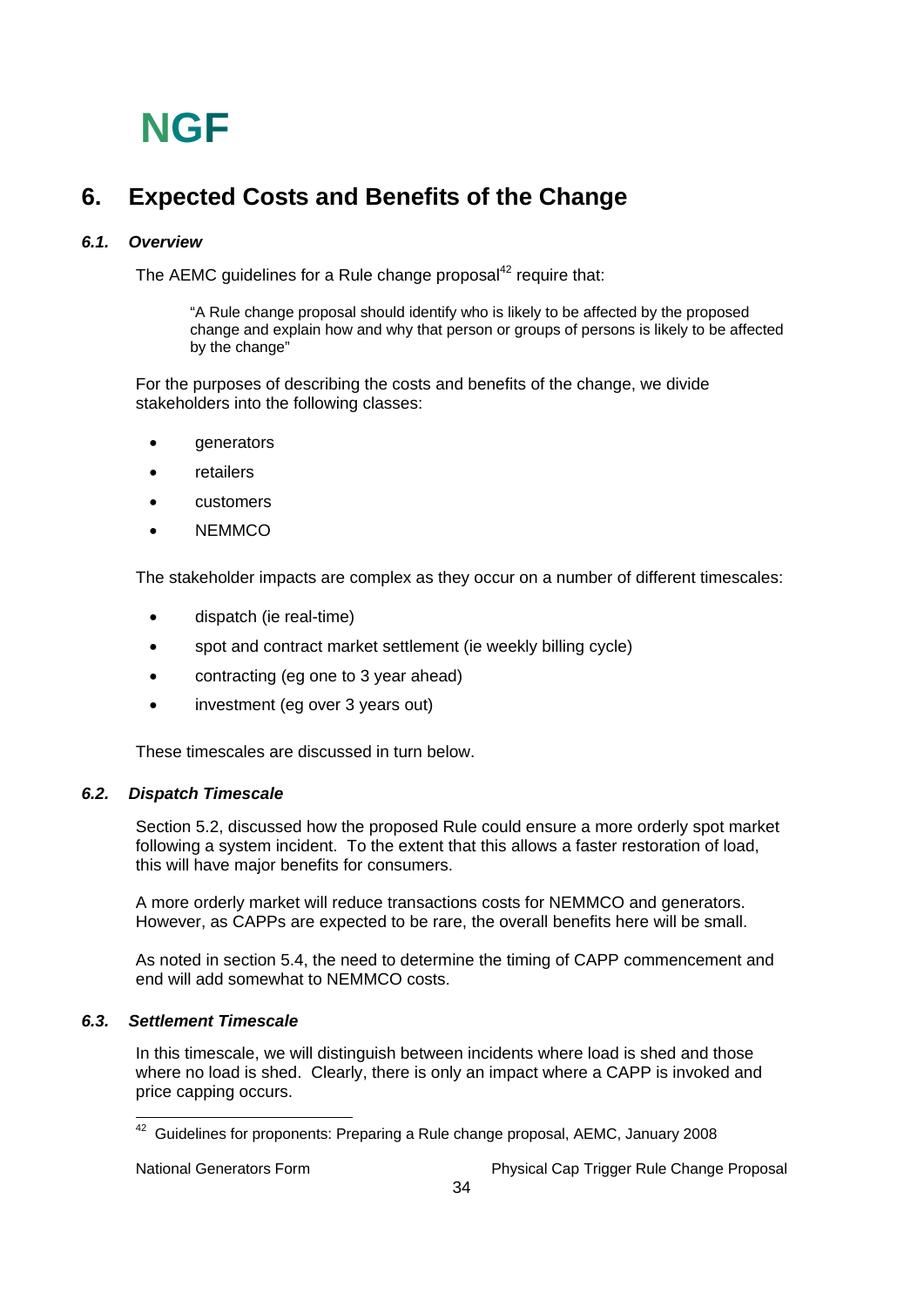# 6. Expected Costs and Benefits of the Change

## *6.1. Overview*

The AEMC guidelines for a Rule change proposal[42] require that:

> "A Rule change proposal should identify who is likely to be affected by the proposed change and explain how and why that person or groups of persons is likely to be affected by the change"

For the purposes of describing the costs and benefits of the change, we divide stakeholders into the following classes:

- generators
- retailers
- customers
- NEMMCO

The stakeholder impacts are complex as they occur on a number of different timescales:

- dispatch (ie real-time)
- spot and contract market settlement (ie weekly billing cycle)
- contracting (eg one to 3 year ahead)
- investment (eg over 3 years out)

These timescales are discussed in turn below.

## *6.2. Dispatch Timescale*

Section 5.2, discussed how the proposed Rule could ensure a more orderly spot market following a system incident. To the extent that this allows a faster restoration of load, this will have major benefits for consumers.

A more orderly market will reduce transactions costs for NEMMCO and generators. However, as CAPPs are expected to be rare, the overall benefits here will be small.

As noted in section 5.4, the need to determine the timing of CAPP commencement and end will add somewhat to NEMMCO costs.

## *6.3. Settlement Timescale*

In this timescale, we will distinguish between incidents where load is shed and those where no load is shed. Clearly, there is only an impact where a CAPP is invoked and price capping occurs.

---

[42] Guidelines for proponents: Preparing a Rule change proposal, AEMC, January 2008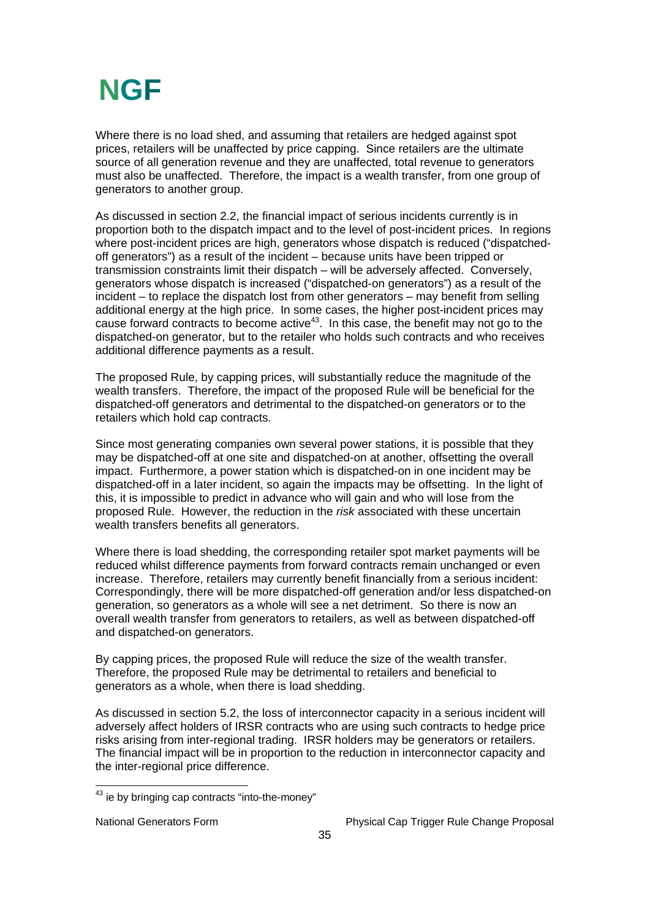Where there is no load shed, and assuming that retailers are hedged against spot prices, retailers will be unaffected by price capping. Since retailers are the ultimate source of all generation revenue and they are unaffected, total revenue to generators must also be unaffected. Therefore, the impact is a wealth transfer, from one group of generators to another group.

As discussed in section 2.2, the financial impact of serious incidents currently is in proportion both to the dispatch impact and to the level of post-incident prices. In regions where post-incident prices are high, generators whose dispatch is reduced ("dispatched-off generators") as a result of the incident – because units have been tripped or transmission constraints limit their dispatch – will be adversely affected. Conversely, generators whose dispatch is increased ("dispatched-on generators") as a result of the incident – to replace the dispatch lost from other generators – may benefit from selling additional energy at the high price. In some cases, the higher post-incident prices may cause forward contracts to become active[43]. In this case, the benefit may not go to the dispatched-on generator, but to the retailer who holds such contracts and who receives additional difference payments as a result.

The proposed Rule, by capping prices, will substantially reduce the magnitude of the wealth transfers. Therefore, the impact of the proposed Rule will be beneficial for the dispatched-off generators and detrimental to the dispatched-on generators or to the retailers which hold cap contracts.

Since most generating companies own several power stations, it is possible that they may be dispatched-off at one site and dispatched-on at another, offsetting the overall impact. Furthermore, a power station which is dispatched-on in one incident may be dispatched-off in a later incident, so again the impacts may be offsetting. In the light of this, it is impossible to predict in advance who will gain and who will lose from the proposed Rule. However, the reduction in the *risk* associated with these uncertain wealth transfers benefits all generators.

Where there is load shedding, the corresponding retailer spot market payments will be reduced whilst difference payments from forward contracts remain unchanged or even increase. Therefore, retailers may currently benefit financially from a serious incident: Correspondingly, there will be more dispatched-off generation and/or less dispatched-on generation, so generators as a whole will see a net detriment. So there is now an overall wealth transfer from generators to retailers, as well as between dispatched-off and dispatched-on generators.

By capping prices, the proposed Rule will reduce the size of the wealth transfer. Therefore, the proposed Rule may be detrimental to retailers and beneficial to generators as a whole, when there is load shedding.

As discussed in section 5.2, the loss of interconnector capacity in a serious incident will adversely affect holders of IRSR contracts who are using such contracts to hedge price risks arising from inter-regional trading. IRSR holders may be generators or retailers. The financial impact will be in proportion to the reduction in interconnector capacity and the inter-regional price difference.

[43] ie by bringing cap contracts "into-the-money"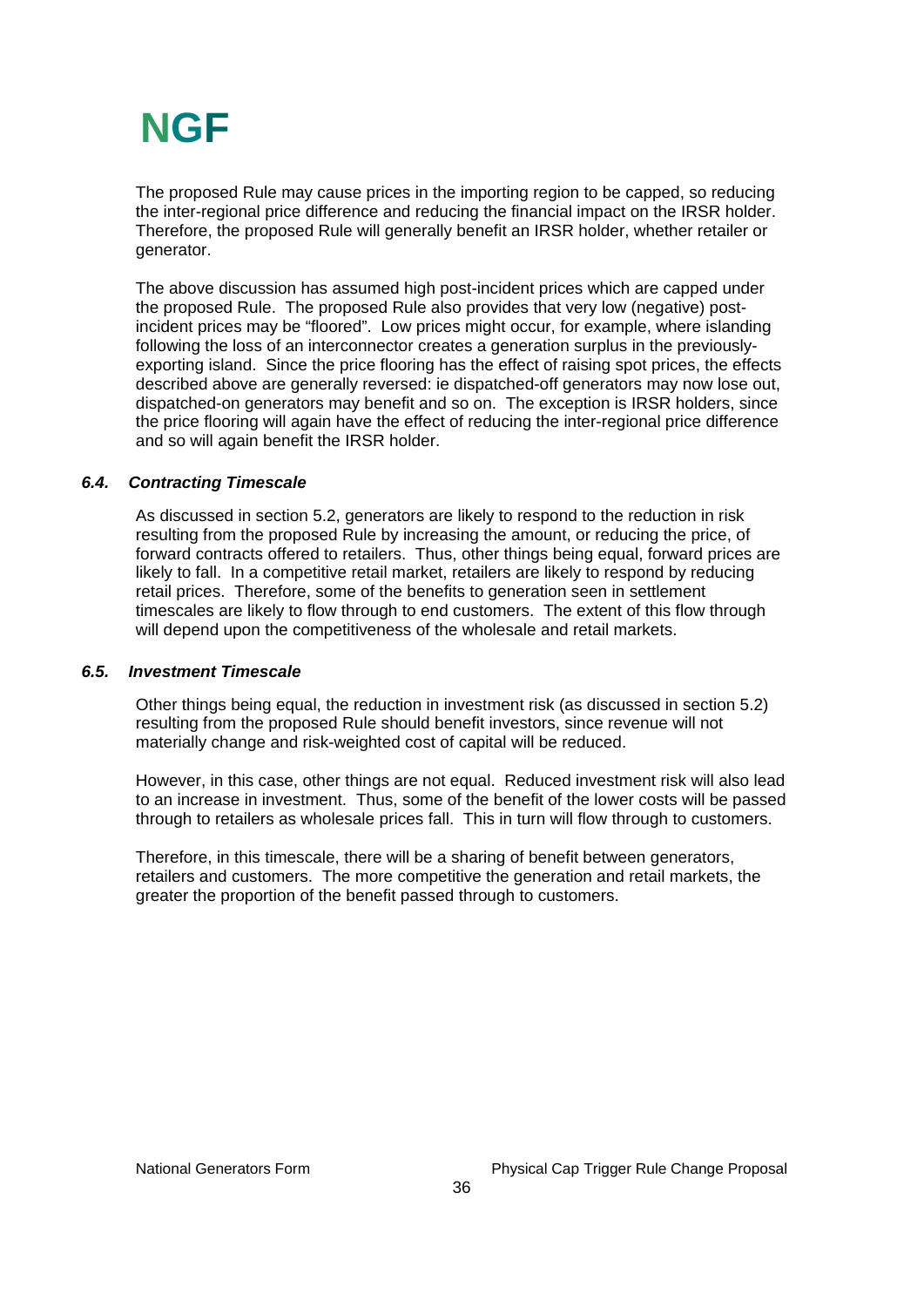The proposed Rule may cause prices in the importing region to be capped, so reducing the inter-regional price difference and reducing the financial impact on the IRSR holder. Therefore, the proposed Rule will generally benefit an IRSR holder, whether retailer or generator.

The above discussion has assumed high post-incident prices which are capped under the proposed Rule. The proposed Rule also provides that very low (negative) post-incident prices may be "floored". Low prices might occur, for example, where islanding following the loss of an interconnector creates a generation surplus in the previously-exporting island. Since the price flooring has the effect of raising spot prices, the effects described above are generally reversed: ie dispatched-off generators may now lose out, dispatched-on generators may benefit and so on. The exception is IRSR holders, since the price flooring will again have the effect of reducing the inter-regional price difference and so will again benefit the IRSR holder.

### *6.4. Contracting Timescale*

As discussed in section 5.2, generators are likely to respond to the reduction in risk resulting from the proposed Rule by increasing the amount, or reducing the price, of forward contracts offered to retailers. Thus, other things being equal, forward prices are likely to fall. In a competitive retail market, retailers are likely to respond by reducing retail prices. Therefore, some of the benefits to generation seen in settlement timescales are likely to flow through to end customers. The extent of this flow through will depend upon the competitiveness of the wholesale and retail markets.

### *6.5. Investment Timescale*

Other things being equal, the reduction in investment risk (as discussed in section 5.2) resulting from the proposed Rule should benefit investors, since revenue will not materially change and risk-weighted cost of capital will be reduced.

However, in this case, other things are not equal. Reduced investment risk will also lead to an increase in investment. Thus, some of the benefit of the lower costs will be passed through to retailers as wholesale prices fall. This in turn will flow through to customers.

Therefore, in this timescale, there will be a sharing of benefit between generators, retailers and customers. The more competitive the generation and retail markets, the greater the proportion of the benefit passed through to customers.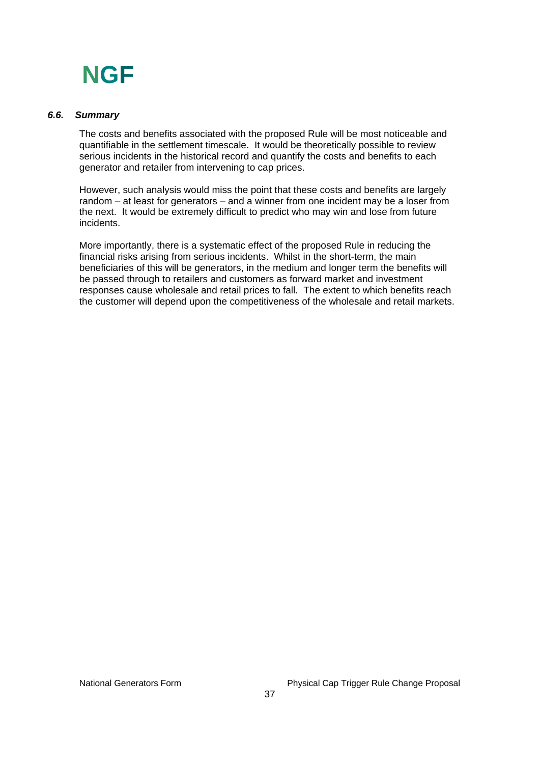### ***6.6. Summary***

The costs and benefits associated with the proposed Rule will be most noticeable and quantifiable in the settlement timescale. It would be theoretically possible to review serious incidents in the historical record and quantify the costs and benefits to each generator and retailer from intervening to cap prices.

However, such analysis would miss the point that these costs and benefits are largely random – at least for generators – and a winner from one incident may be a loser from the next. It would be extremely difficult to predict who may win and lose from future incidents.

More importantly, there is a systematic effect of the proposed Rule in reducing the financial risks arising from serious incidents. Whilst in the short-term, the main beneficiaries of this will be generators, in the medium and longer term the benefits will be passed through to retailers and customers as forward market and investment responses cause wholesale and retail prices to fall. The extent to which benefits reach the customer will depend upon the competitiveness of the wholesale and retail markets.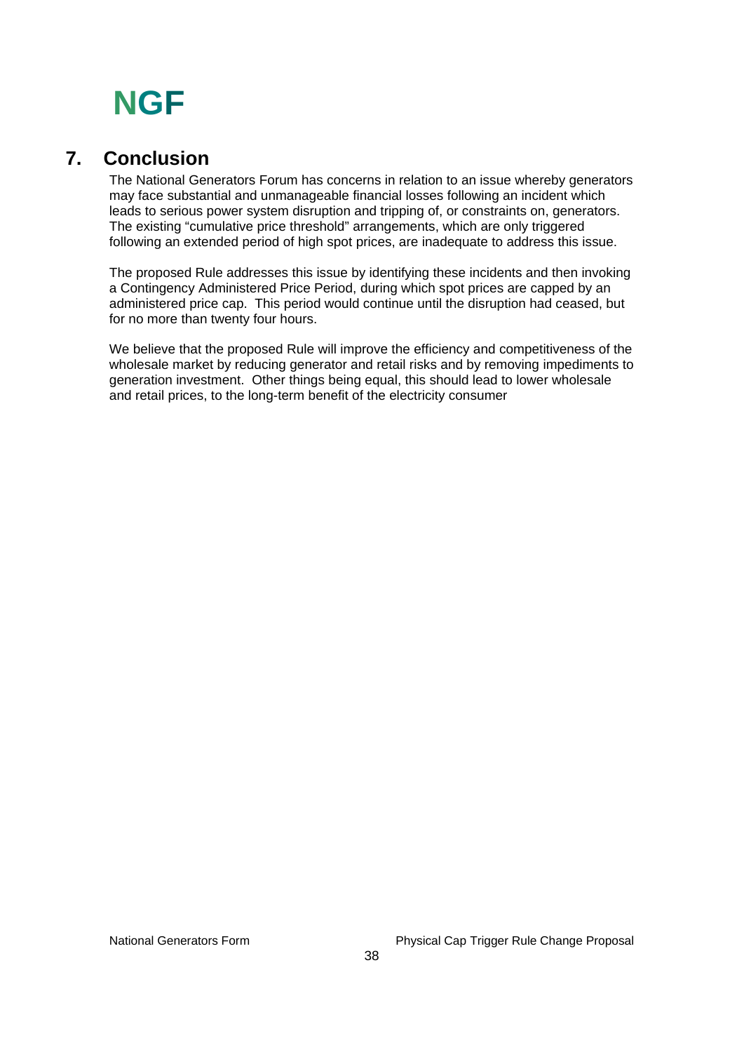# NGF

## 7. Conclusion

The National Generators Forum has concerns in relation to an issue whereby generators may face substantial and unmanageable financial losses following an incident which leads to serious power system disruption and tripping of, or constraints on, generators. The existing "cumulative price threshold" arrangements, which are only triggered following an extended period of high spot prices, are inadequate to address this issue.

The proposed Rule addresses this issue by identifying these incidents and then invoking a Contingency Administered Price Period, during which spot prices are capped by an administered price cap. This period would continue until the disruption had ceased, but for no more than twenty four hours.

We believe that the proposed Rule will improve the efficiency and competitiveness of the wholesale market by reducing generator and retail risks and by removing impediments to generation investment. Other things being equal, this should lead to lower wholesale and retail prices, to the long-term benefit of the electricity consumer